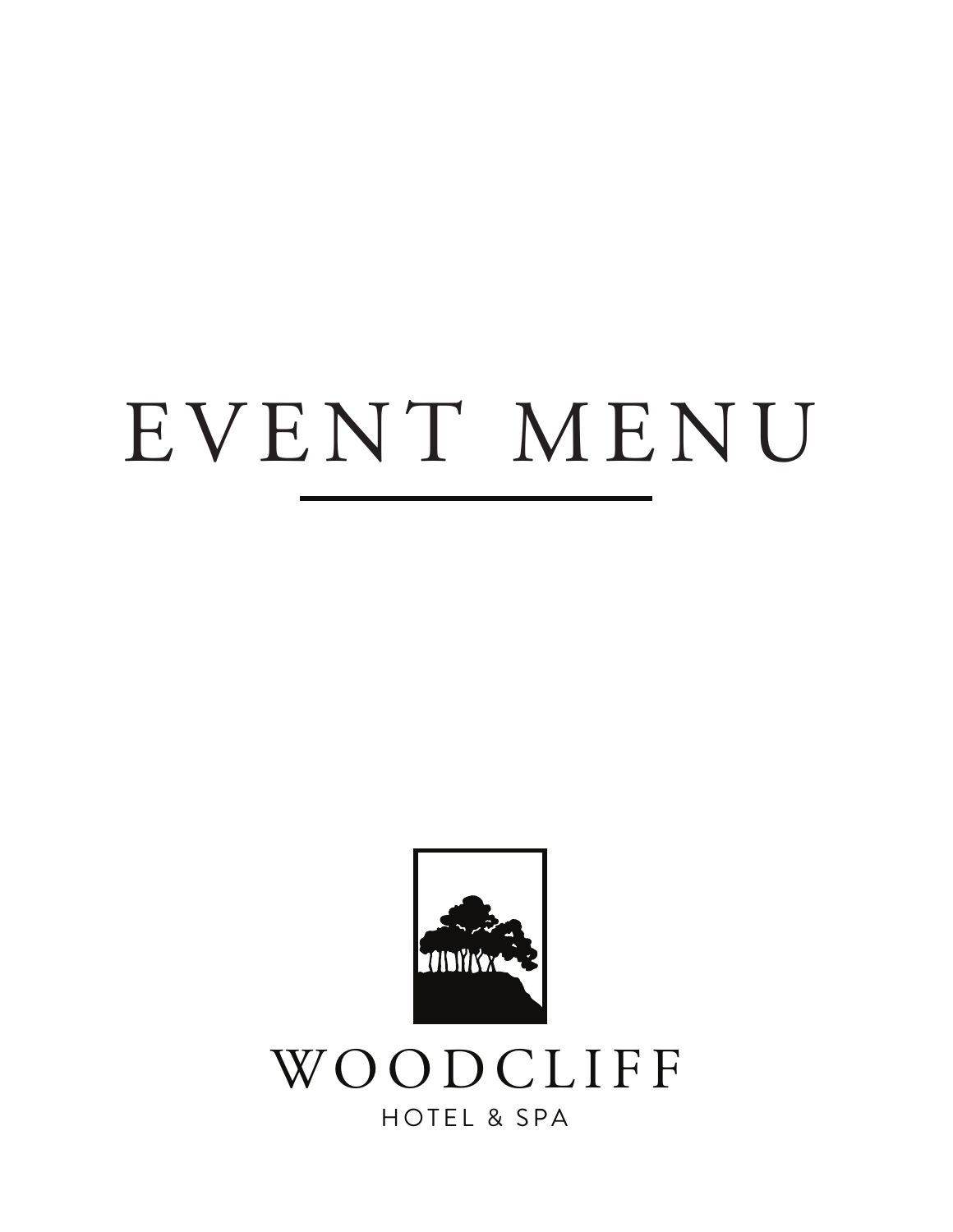# EVENT MENU

WOODCLIFF

HOTEL & SPA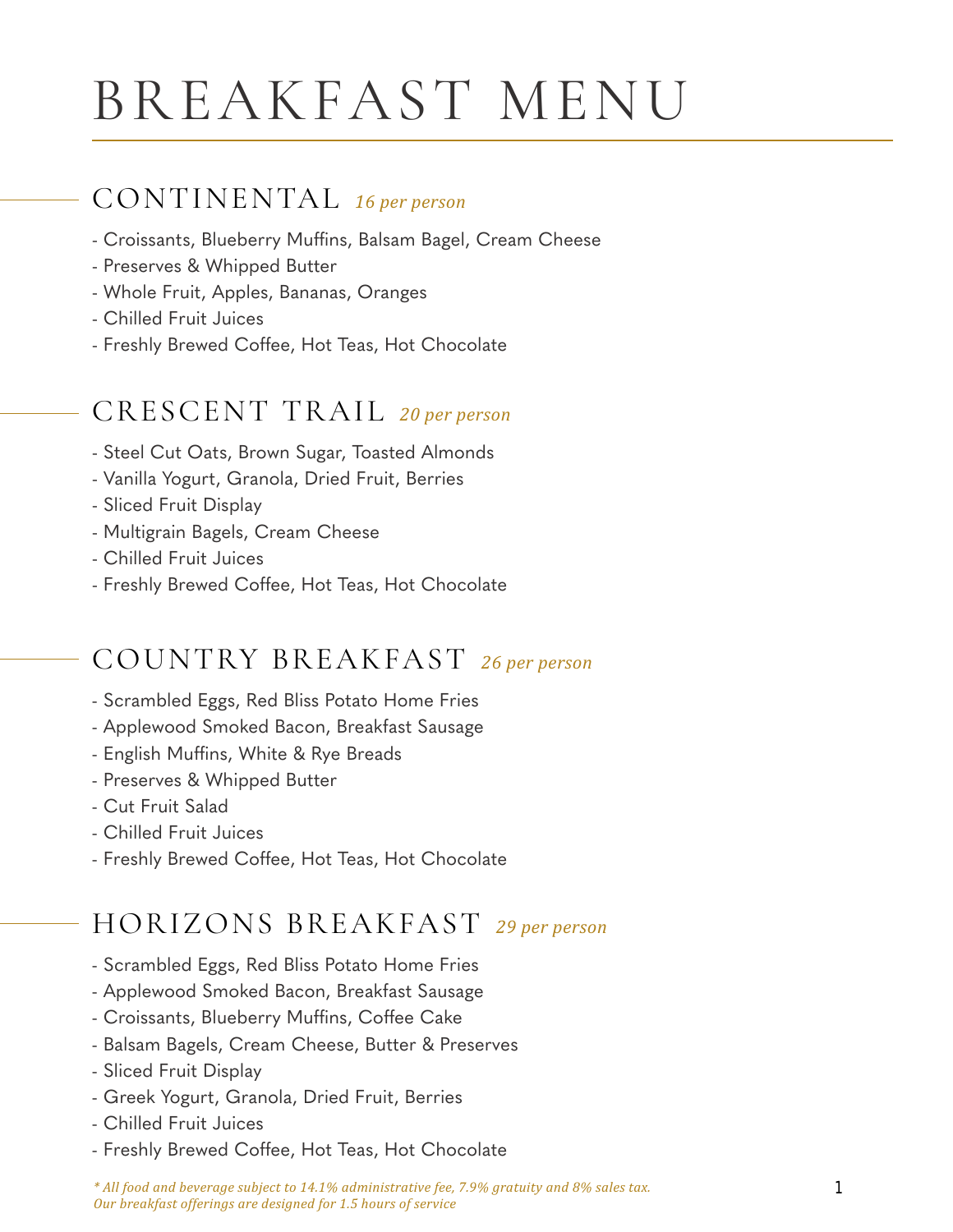# BREAKFAST MENU

## CONTINENTAL *16 per person*

- Croissants, Blueberry Muffins, Balsam Bagel, Cream Cheese
- Preserves & Whipped Butter
- Whole Fruit, Apples, Bananas, Oranges
- Chilled Fruit Juices
- Freshly Brewed Coffee, Hot Teas, Hot Chocolate

## CRESCENT TRAIL *20 per person*

- Steel Cut Oats, Brown Sugar, Toasted Almonds
- Vanilla Yogurt, Granola, Dried Fruit, Berries
- Sliced Fruit Display
- Multigrain Bagels, Cream Cheese
- Chilled Fruit Juices
- Freshly Brewed Coffee, Hot Teas, Hot Chocolate

## COUNTRY BREAKFAST *26 per person*

- Scrambled Eggs, Red Bliss Potato Home Fries
- Applewood Smoked Bacon, Breakfast Sausage
- English Muffins, White & Rye Breads
- Preserves & Whipped Butter
- Cut Fruit Salad
- Chilled Fruit Juices
- Freshly Brewed Coffee, Hot Teas, Hot Chocolate

## HORIZONS BREAKFAST *29 per person*

- Scrambled Eggs, Red Bliss Potato Home Fries
- Applewood Smoked Bacon, Breakfast Sausage
- Croissants, Blueberry Muffins, Coffee Cake
- Balsam Bagels, Cream Cheese, Butter & Preserves
- Sliced Fruit Display
- Greek Yogurt, Granola, Dried Fruit, Berries
- Chilled Fruit Juices
- Freshly Brewed Coffee, Hot Teas, Hot Chocolate

*\* All food and beverage subject to 14.1% administrative fee, 7.9% gratuity and 8% sales tax.*
*Our breakfast offerings are designed for 1.5 hours of service*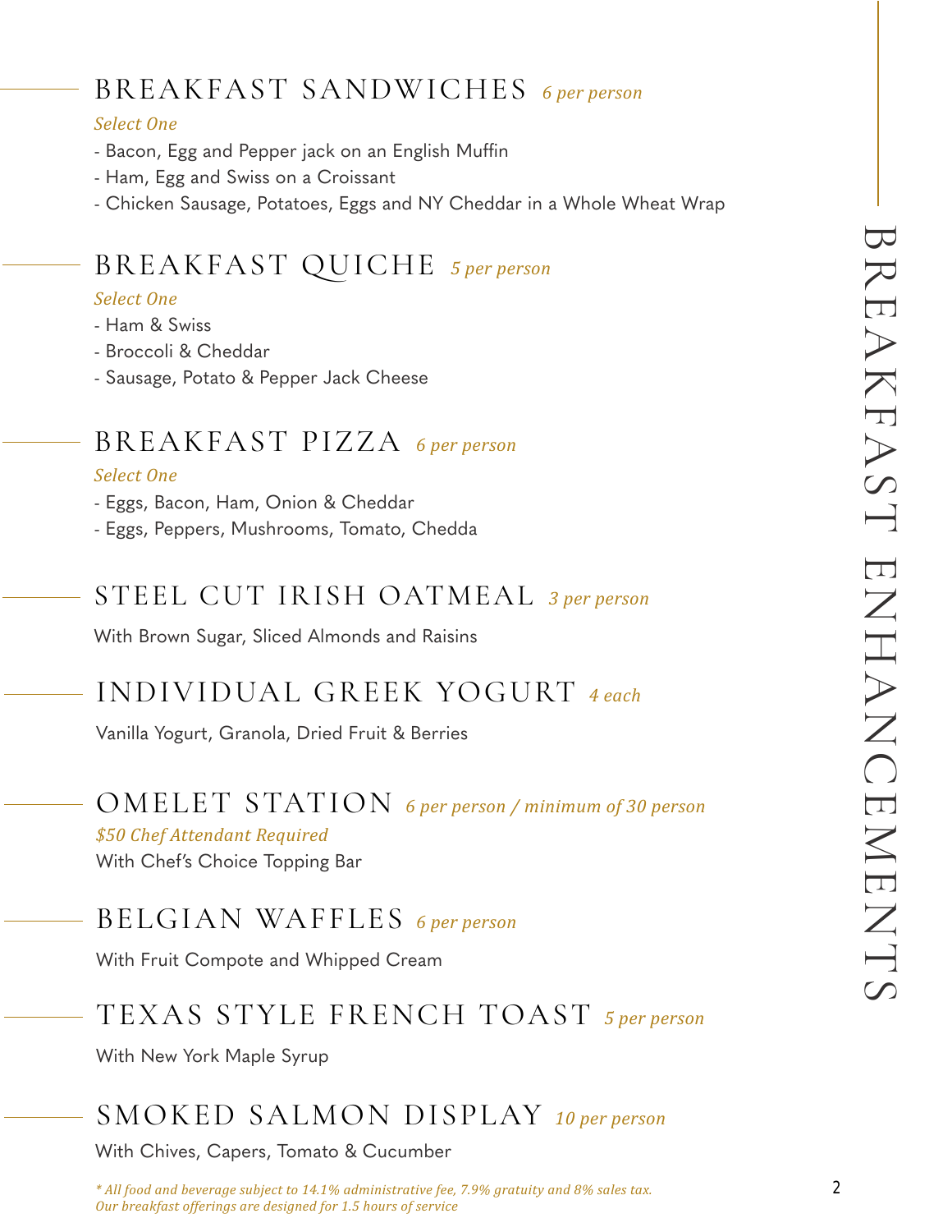# BREAKFAST ENHANCEMENTS

## BREAKFAST SANDWICHES *6 per person*

*Select One*

- Bacon, Egg and Pepper jack on an English Muffin
- Ham, Egg and Swiss on a Croissant
- Chicken Sausage, Potatoes, Eggs and NY Cheddar in a Whole Wheat Wrap

## BREAKFAST QUICHE *5 per person*

*Select One*

- Ham & Swiss
- Broccoli & Cheddar
- Sausage, Potato & Pepper Jack Cheese

## BREAKFAST PIZZA *6 per person*

*Select One*

- Eggs, Bacon, Ham, Onion & Cheddar
- Eggs, Peppers, Mushrooms, Tomato, Chedda

## STEEL CUT IRISH OATMEAL *3 per person*

With Brown Sugar, Sliced Almonds and Raisins

## INDIVIDUAL GREEK YOGURT *4 each*

Vanilla Yogurt, Granola, Dried Fruit & Berries

## OMELET STATION *6 per person / minimum of 30 person*

*$50 Chef Attendant Required*

With Chef's Choice Topping Bar

## BELGIAN WAFFLES *6 per person*

With Fruit Compote and Whipped Cream

## TEXAS STYLE FRENCH TOAST *5 per person*

With New York Maple Syrup

## SMOKED SALMON DISPLAY *10 per person*

With Chives, Capers, Tomato & Cucumber

** All food and beverage subject to 14.1% administrative fee, 7.9% gratuity and 8% sales tax.*
*Our breakfast offerings are designed for 1.5 hours of service*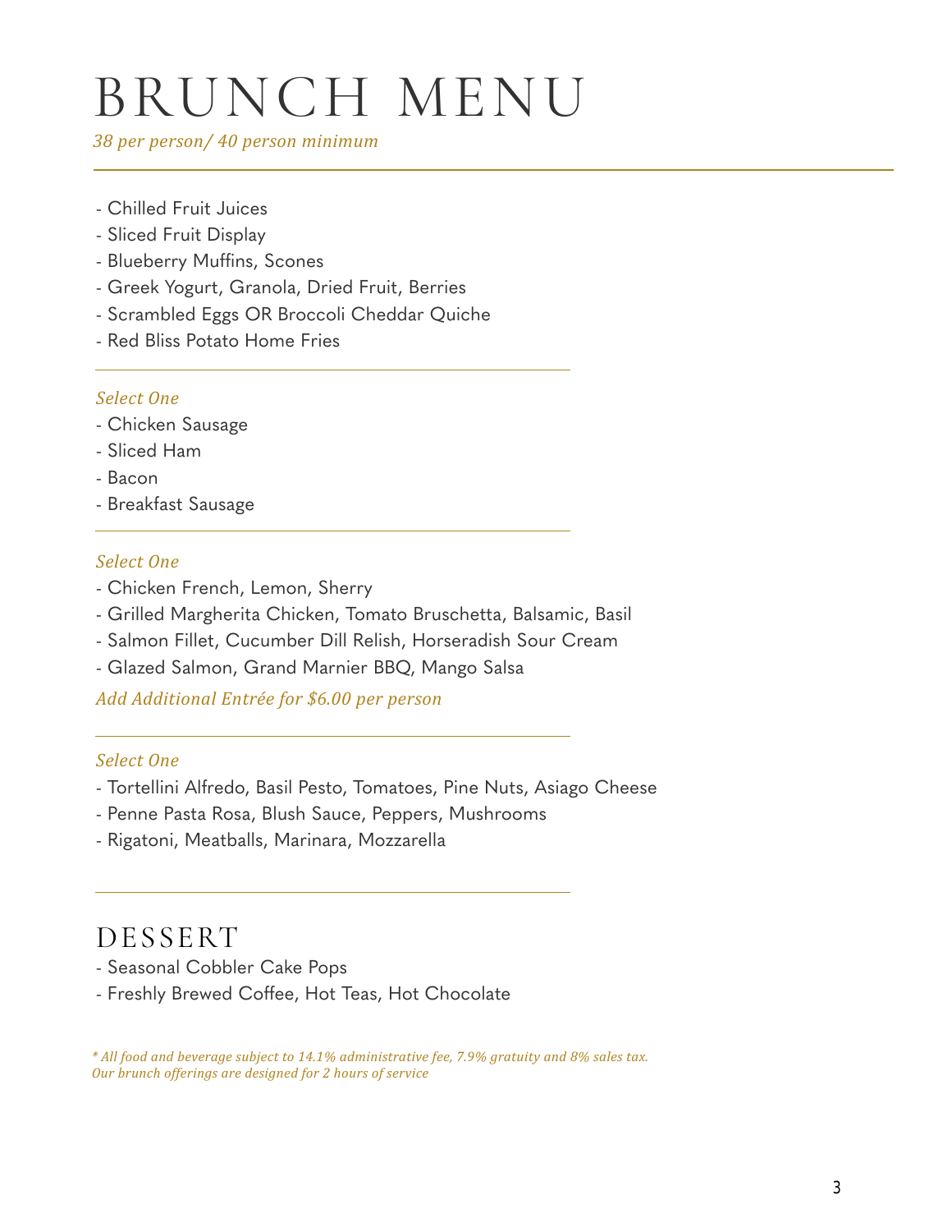# BRUNCH MENU

*38 per person/ 40 person minimum*

- Chilled Fruit Juices
- Sliced Fruit Display
- Blueberry Muffins, Scones
- Greek Yogurt, Granola, Dried Fruit, Berries
- Scrambled Eggs OR Broccoli Cheddar Quiche
- Red Bliss Potato Home Fries

*Select One*

- Chicken Sausage
- Sliced Ham
- Bacon
- Breakfast Sausage

*Select One*

- Chicken French, Lemon, Sherry
- Grilled Margherita Chicken, Tomato Bruschetta, Balsamic, Basil
- Salmon Fillet, Cucumber Dill Relish, Horseradish Sour Cream
- Glazed Salmon, Grand Marnier BBQ, Mango Salsa

*Add Additional Entrée for $6.00 per person*

*Select One*

- Tortellini Alfredo, Basil Pesto, Tomatoes, Pine Nuts, Asiago Cheese
- Penne Pasta Rosa, Blush Sauce, Peppers, Mushrooms
- Rigatoni, Meatballs, Marinara, Mozzarella

## DESSERT

- Seasonal Cobbler Cake Pops
- Freshly Brewed Coffee, Hot Teas, Hot Chocolate

*\* All food and beverage subject to 14.1% administrative fee, 7.9% gratuity and 8% sales tax.*
*Our brunch offerings are designed for 2 hours of service*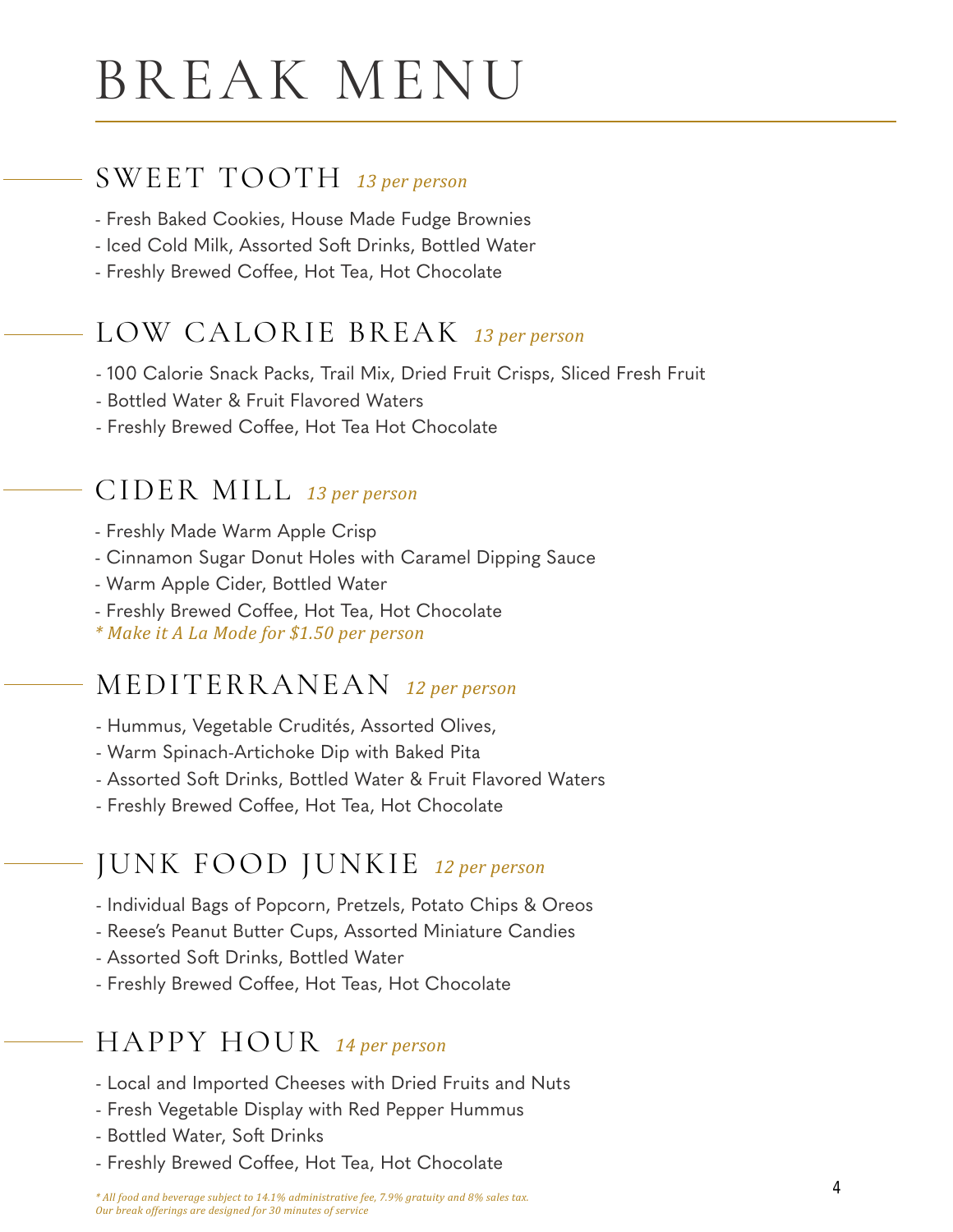# BREAK MENU

## SWEET TOOTH *13 per person*

- Fresh Baked Cookies, House Made Fudge Brownies
- Iced Cold Milk, Assorted Soft Drinks, Bottled Water
- Freshly Brewed Coffee, Hot Tea, Hot Chocolate

## LOW CALORIE BREAK *13 per person*

- 100 Calorie Snack Packs, Trail Mix, Dried Fruit Crisps, Sliced Fresh Fruit
- Bottled Water & Fruit Flavored Waters
- Freshly Brewed Coffee, Hot Tea Hot Chocolate

## CIDER MILL *13 per person*

- Freshly Made Warm Apple Crisp
- Cinnamon Sugar Donut Holes with Caramel Dipping Sauce
- Warm Apple Cider, Bottled Water
- Freshly Brewed Coffee, Hot Tea, Hot Chocolate

*\* Make it A La Mode for $1.50 per person*

## MEDITERRANEAN *12 per person*

- Hummus, Vegetable Crudités, Assorted Olives,
- Warm Spinach-Artichoke Dip with Baked Pita
- Assorted Soft Drinks, Bottled Water & Fruit Flavored Waters
- Freshly Brewed Coffee, Hot Tea, Hot Chocolate

## JUNK FOOD JUNKIE *12 per person*

- Individual Bags of Popcorn, Pretzels, Potato Chips & Oreos
- Reese's Peanut Butter Cups, Assorted Miniature Candies
- Assorted Soft Drinks, Bottled Water
- Freshly Brewed Coffee, Hot Teas, Hot Chocolate

## HAPPY HOUR *14 per person*

- Local and Imported Cheeses with Dried Fruits and Nuts
- Fresh Vegetable Display with Red Pepper Hummus
- Bottled Water, Soft Drinks
- Freshly Brewed Coffee, Hot Tea, Hot Chocolate

*\* All food and beverage subject to 14.1% administrative fee, 7.9% gratuity and 8% sales tax.*
*Our break offerings are designed for 30 minutes of service*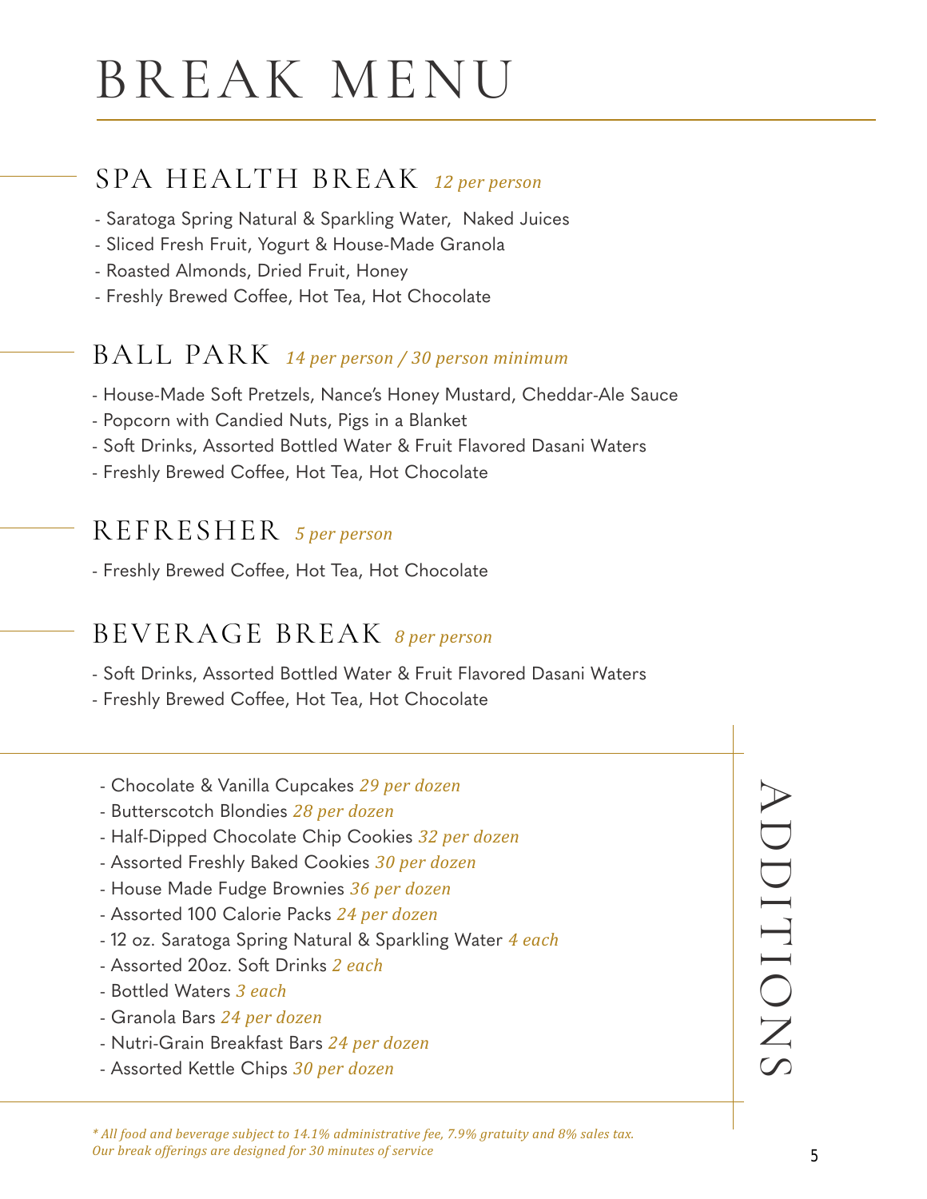# BREAK MENU

## SPA HEALTH BREAK *12 per person*

- Saratoga Spring Natural & Sparkling Water, Naked Juices
- Sliced Fresh Fruit, Yogurt & House-Made Granola
- Roasted Almonds, Dried Fruit, Honey
- Freshly Brewed Coffee, Hot Tea, Hot Chocolate

## BALL PARK *14 per person / 30 person minimum*

- House-Made Soft Pretzels, Nance's Honey Mustard, Cheddar-Ale Sauce
- Popcorn with Candied Nuts, Pigs in a Blanket
- Soft Drinks, Assorted Bottled Water & Fruit Flavored Dasani Waters
- Freshly Brewed Coffee, Hot Tea, Hot Chocolate

## REFRESHER *5 per person*

- Freshly Brewed Coffee, Hot Tea, Hot Chocolate

## BEVERAGE BREAK *8 per person*

- Soft Drinks, Assorted Bottled Water & Fruit Flavored Dasani Waters
- Freshly Brewed Coffee, Hot Tea, Hot Chocolate

## ADDITIONS

- Chocolate & Vanilla Cupcakes *29 per dozen*
- Butterscotch Blondies *28 per dozen*
- Half-Dipped Chocolate Chip Cookies *32 per dozen*
- Assorted Freshly Baked Cookies *30 per dozen*
- House Made Fudge Brownies *36 per dozen*
- Assorted 100 Calorie Packs *24 per dozen*
- 12 oz. Saratoga Spring Natural & Sparkling Water *4 each*
- Assorted 20oz. Soft Drinks *2 each*
- Bottled Waters *3 each*
- Granola Bars *24 per dozen*
- Nutri-Grain Breakfast Bars *24 per dozen*
- Assorted Kettle Chips *30 per dozen*

*\* All food and beverage subject to 14.1% administrative fee, 7.9% gratuity and 8% sales tax.*
*Our break offerings are designed for 30 minutes of service*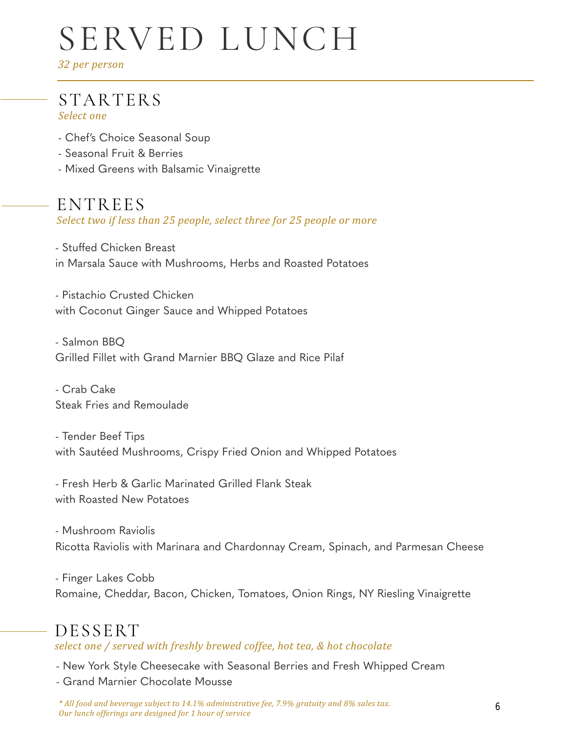# SERVED LUNCH

*32 per person*

## STARTERS

*Select one*

- Chef's Choice Seasonal Soup
- Seasonal Fruit & Berries
- Mixed Greens with Balsamic Vinaigrette

## ENTREES

*Select two if less than 25 people, select three for 25 people or more*

- Stuffed Chicken Breast
in Marsala Sauce with Mushrooms, Herbs and Roasted Potatoes

- Pistachio Crusted Chicken
with Coconut Ginger Sauce and Whipped Potatoes

- Salmon BBQ
Grilled Fillet with Grand Marnier BBQ Glaze and Rice Pilaf

- Crab Cake
Steak Fries and Remoulade

- Tender Beef Tips
with Sautéed Mushrooms, Crispy Fried Onion and Whipped Potatoes

- Fresh Herb & Garlic Marinated Grilled Flank Steak
with Roasted New Potatoes

- Mushroom Raviolis
Ricotta Raviolis with Marinara and Chardonnay Cream, Spinach, and Parmesan Cheese

- Finger Lakes Cobb
Romaine, Cheddar, Bacon, Chicken, Tomatoes, Onion Rings, NY Riesling Vinaigrette

## DESSERT

*select one / served with freshly brewed coffee, hot tea, & hot chocolate*

- New York Style Cheesecake with Seasonal Berries and Fresh Whipped Cream
- Grand Marnier Chocolate Mousse

*\* All food and beverage subject to 14.1% administrative fee, 7.9% gratuity and 8% sales tax. Our lunch offerings are designed for 1 hour of service*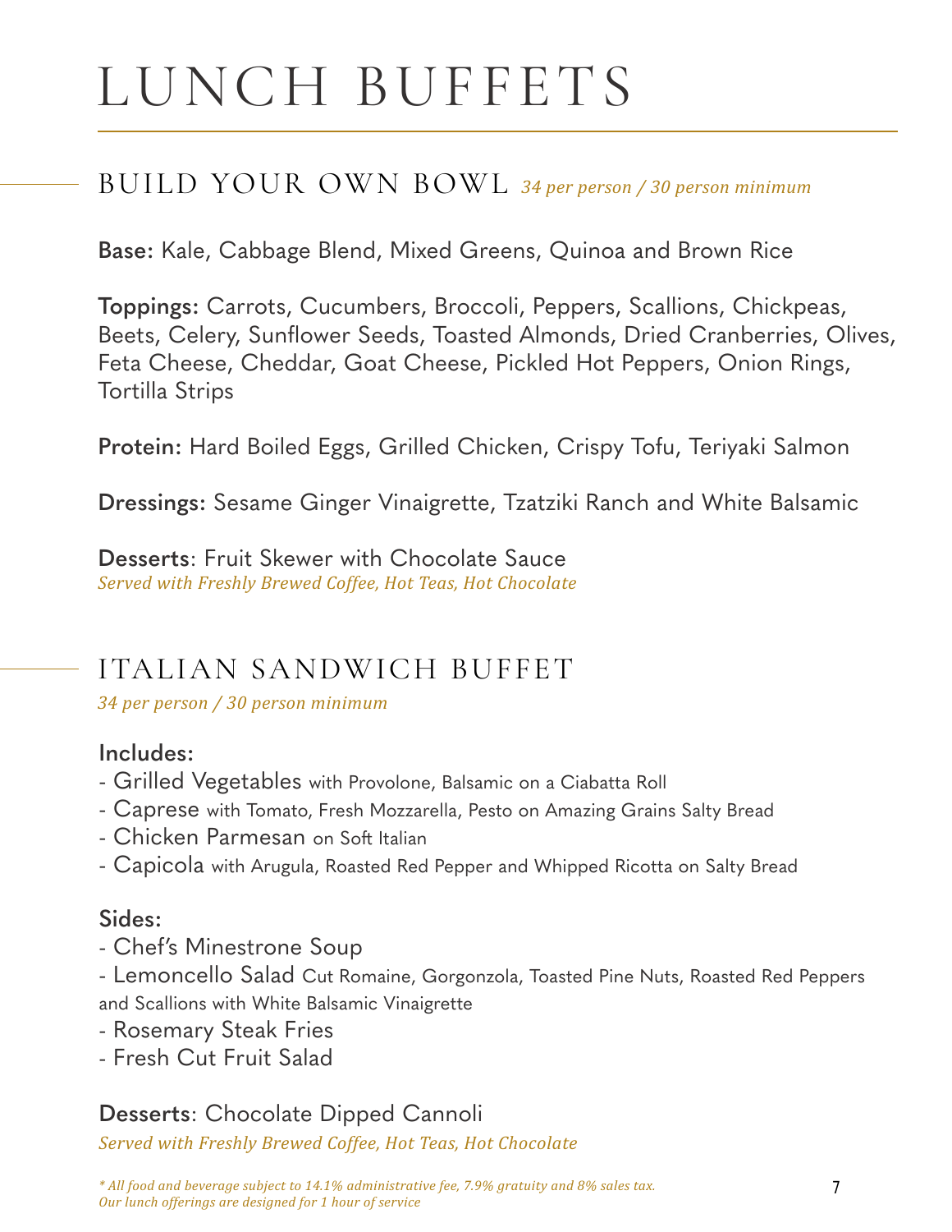# LUNCH BUFFETS

## BUILD YOUR OWN BOWL *34 per person / 30 person minimum*

**Base:** Kale, Cabbage Blend, Mixed Greens, Quinoa and Brown Rice

**Toppings:** Carrots, Cucumbers, Broccoli, Peppers, Scallions, Chickpeas, Beets, Celery, Sunflower Seeds, Toasted Almonds, Dried Cranberries, Olives, Feta Cheese, Cheddar, Goat Cheese, Pickled Hot Peppers, Onion Rings, Tortilla Strips

**Protein:** Hard Boiled Eggs, Grilled Chicken, Crispy Tofu, Teriyaki Salmon

**Dressings:** Sesame Ginger Vinaigrette, Tzatziki Ranch and White Balsamic

**Desserts**: Fruit Skewer with Chocolate Sauce
*Served with Freshly Brewed Coffee, Hot Teas, Hot Chocolate*

## ITALIAN SANDWICH BUFFET

*34 per person / 30 person minimum*

**Includes:**
- Grilled Vegetables with Provolone, Balsamic on a Ciabatta Roll
- Caprese with Tomato, Fresh Mozzarella, Pesto on Amazing Grains Salty Bread
- Chicken Parmesan on Soft Italian
- Capicola with Arugula, Roasted Red Pepper and Whipped Ricotta on Salty Bread

**Sides:**
- Chef's Minestrone Soup
- Lemoncello Salad Cut Romaine, Gorgonzola, Toasted Pine Nuts, Roasted Red Peppers and Scallions with White Balsamic Vinaigrette
- Rosemary Steak Fries
- Fresh Cut Fruit Salad

**Desserts**: Chocolate Dipped Cannoli
*Served with Freshly Brewed Coffee, Hot Teas, Hot Chocolate*

*\* All food and beverage subject to 14.1% administrative fee, 7.9% gratuity and 8% sales tax.*
*Our lunch offerings are designed for 1 hour of service*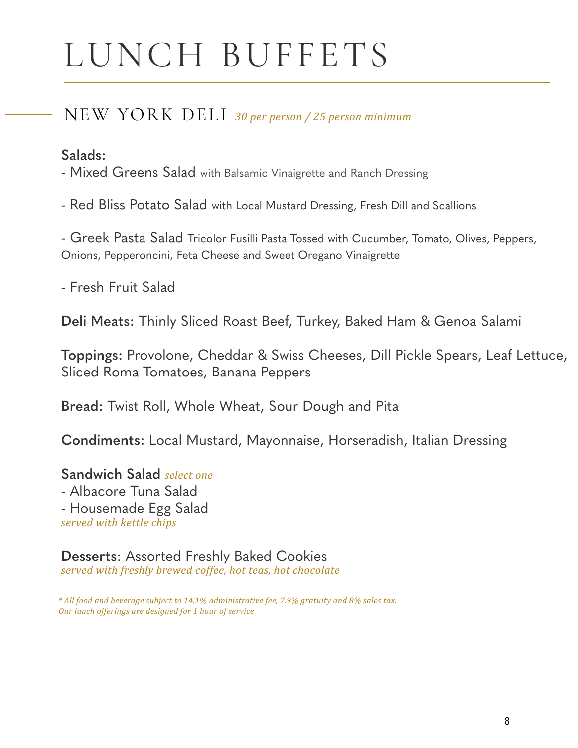# LUNCH BUFFETS

## NEW YORK DELI *30 per person / 25 person minimum*

**Salads:**
- Mixed Greens Salad with Balsamic Vinaigrette and Ranch Dressing

- Red Bliss Potato Salad with Local Mustard Dressing, Fresh Dill and Scallions

- Greek Pasta Salad Tricolor Fusilli Pasta Tossed with Cucumber, Tomato, Olives, Peppers, Onions, Pepperoncini, Feta Cheese and Sweet Oregano Vinaigrette

- Fresh Fruit Salad

**Deli Meats:** Thinly Sliced Roast Beef, Turkey, Baked Ham & Genoa Salami

**Toppings:** Provolone, Cheddar & Swiss Cheeses, Dill Pickle Spears, Leaf Lettuce, Sliced Roma Tomatoes, Banana Peppers

**Bread:** Twist Roll, Whole Wheat, Sour Dough and Pita

**Condiments:** Local Mustard, Mayonnaise, Horseradish, Italian Dressing

**Sandwich Salad** *select one*
- Albacore Tuna Salad
- Housemade Egg Salad

*served with kettle chips*

**Desserts**: Assorted Freshly Baked Cookies
*served with freshly brewed coffee, hot teas, hot chocolate*

*\* All food and beverage subject to 14.1% administrative fee, 7.9% gratuity and 8% sales tax.*
*Our lunch offerings are designed for 1 hour of service*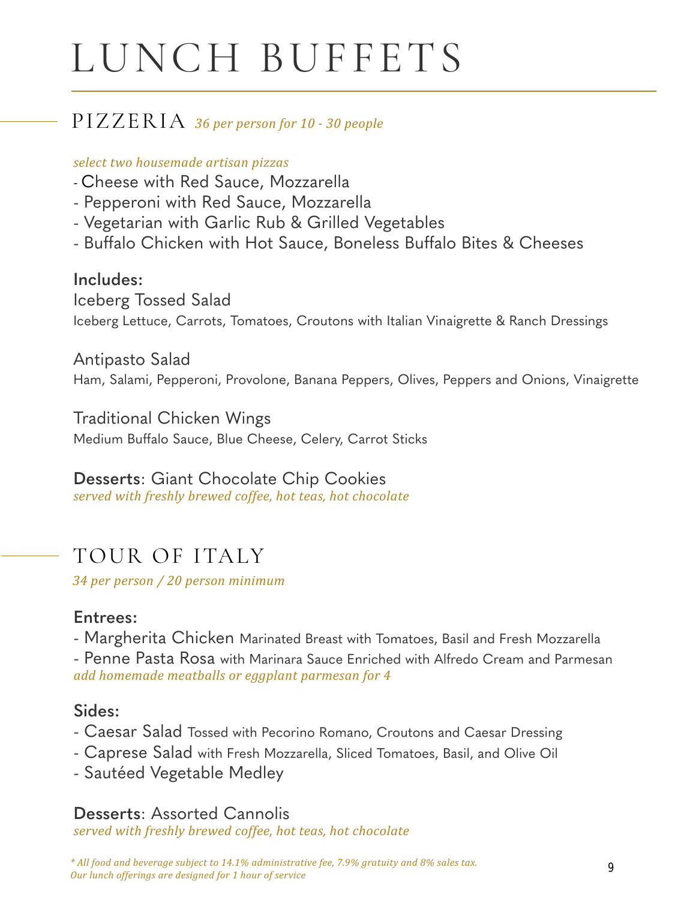# LUNCH BUFFETS

## PIZZERIA *36 per person for 10 - 30 people*

*select two housemade artisan pizzas*

- Cheese with Red Sauce, Mozzarella
- Pepperoni with Red Sauce, Mozzarella
- Vegetarian with Garlic Rub & Grilled Vegetables
- Buffalo Chicken with Hot Sauce, Boneless Buffalo Bites & Cheeses

### Includes:

Iceberg Tossed Salad
Iceberg Lettuce, Carrots, Tomatoes, Croutons with Italian Vinaigrette & Ranch Dressings

Antipasto Salad
Ham, Salami, Pepperoni, Provolone, Banana Peppers, Olives, Peppers and Onions, Vinaigrette

Traditional Chicken Wings
Medium Buffalo Sauce, Blue Cheese, Celery, Carrot Sticks

**Desserts**: Giant Chocolate Chip Cookies
*served with freshly brewed coffee, hot teas, hot chocolate*

## TOUR OF ITALY

*34 per person / 20 person minimum*

### Entrees:

- Margherita Chicken Marinated Breast with Tomatoes, Basil and Fresh Mozzarella
- Penne Pasta Rosa with Marinara Sauce Enriched with Alfredo Cream and Parmesan

*add homemade meatballs or eggplant parmesan for 4*

### Sides:

- Caesar Salad Tossed with Pecorino Romano, Croutons and Caesar Dressing
- Caprese Salad with Fresh Mozzarella, Sliced Tomatoes, Basil, and Olive Oil
- Sautéed Vegetable Medley

**Desserts**: Assorted Cannolis
*served with freshly brewed coffee, hot teas, hot chocolate*

*\* All food and beverage subject to 14.1% administrative fee, 7.9% gratuity and 8% sales tax.*
*Our lunch offerings are designed for 1 hour of service*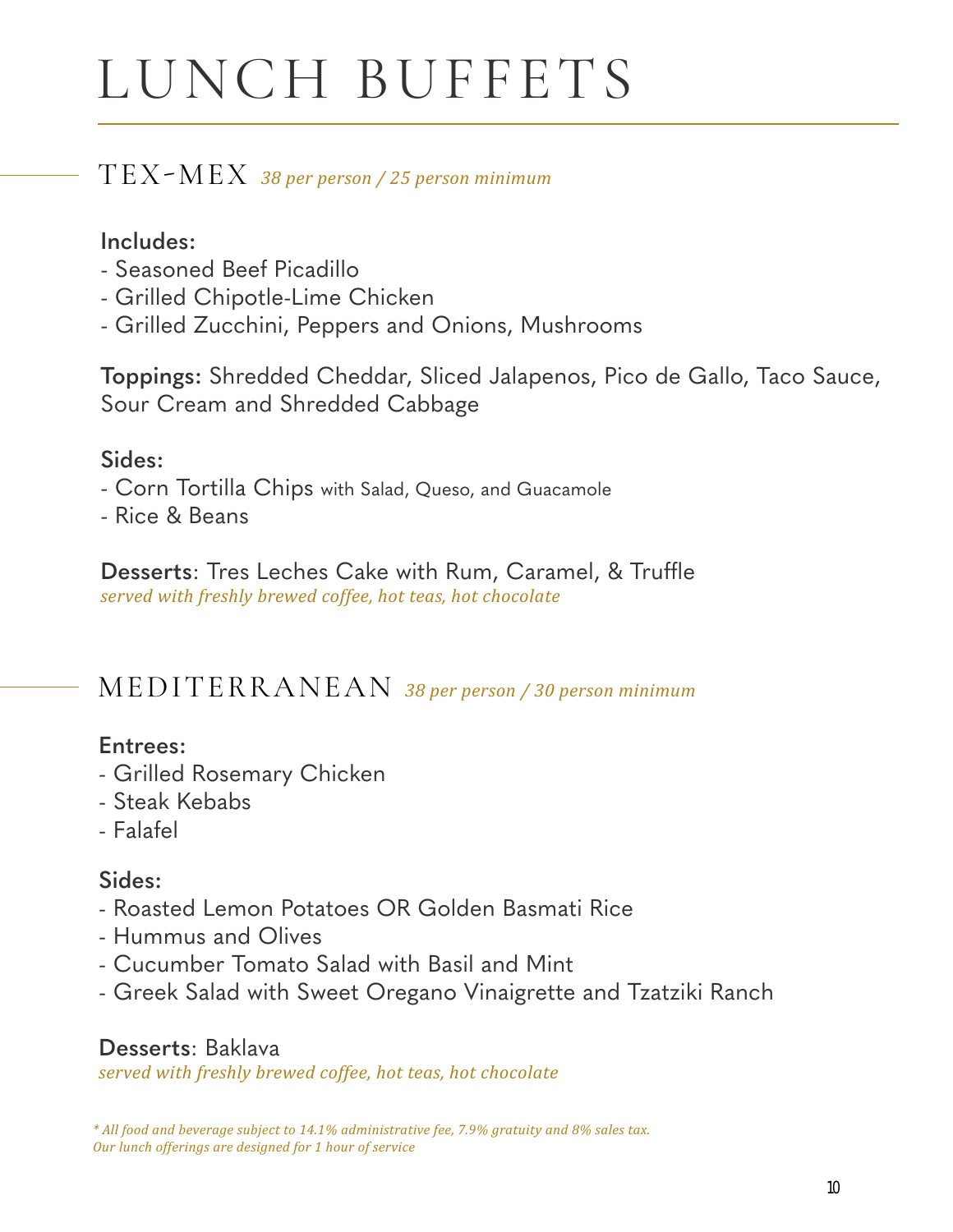# LUNCH BUFFETS

## TEX-MEX *38 per person / 25 person minimum*

**Includes:**
- Seasoned Beef Picadillo
- Grilled Chipotle-Lime Chicken
- Grilled Zucchini, Peppers and Onions, Mushrooms

**Toppings:** Shredded Cheddar, Sliced Jalapenos, Pico de Gallo, Taco Sauce, Sour Cream and Shredded Cabbage

**Sides:**
- Corn Tortilla Chips with Salad, Queso, and Guacamole
- Rice & Beans

**Desserts**: Tres Leches Cake with Rum, Caramel, & Truffle
*served with freshly brewed coffee, hot teas, hot chocolate*

## MEDITERRANEAN *38 per person / 30 person minimum*

**Entrees:**
- Grilled Rosemary Chicken
- Steak Kebabs
- Falafel

**Sides:**
- Roasted Lemon Potatoes OR Golden Basmati Rice
- Hummus and Olives
- Cucumber Tomato Salad with Basil and Mint
- Greek Salad with Sweet Oregano Vinaigrette and Tzatziki Ranch

**Desserts**: Baklava
*served with freshly brewed coffee, hot teas, hot chocolate*

*\* All food and beverage subject to 14.1% administrative fee, 7.9% gratuity and 8% sales tax. Our lunch offerings are designed for 1 hour of service*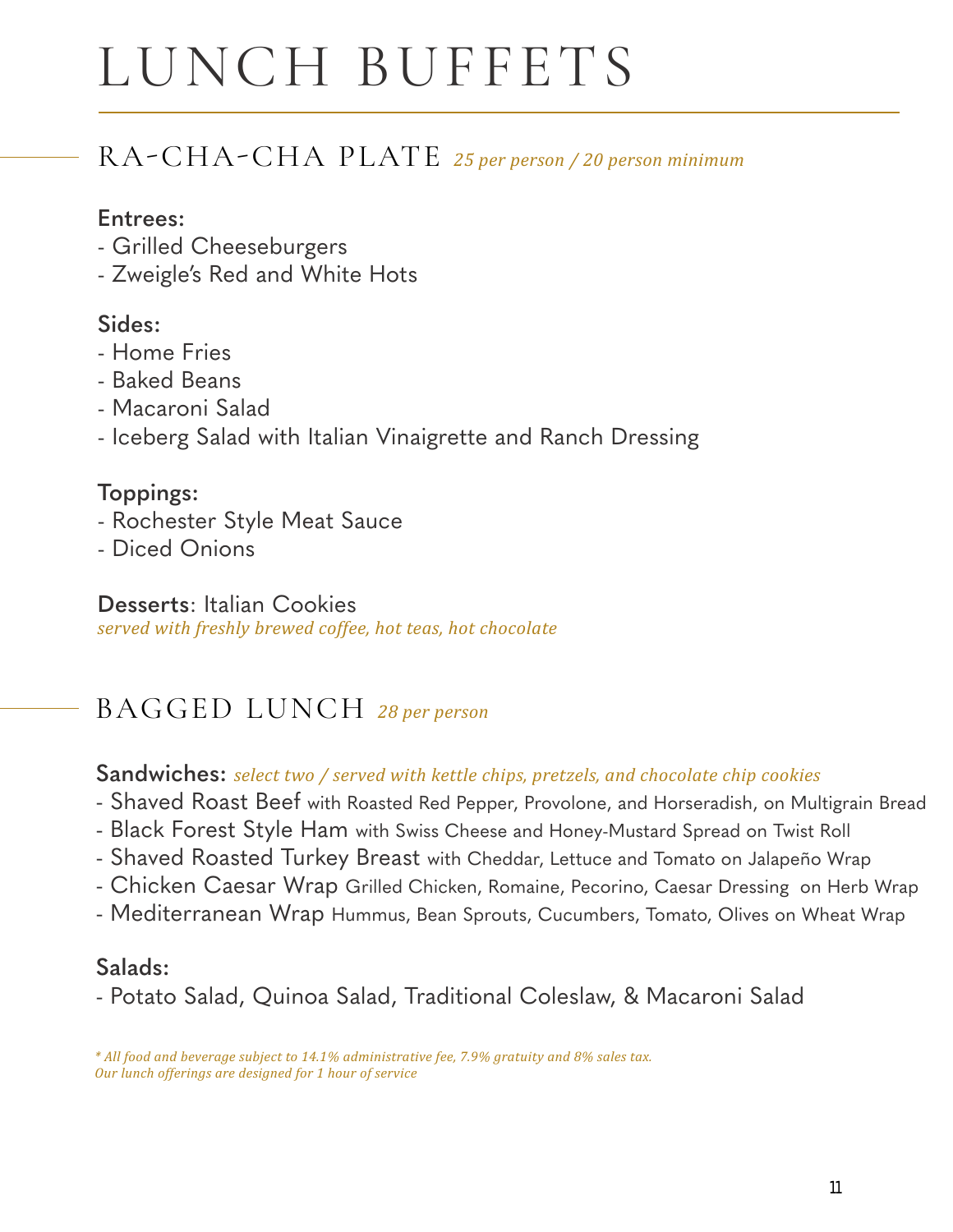# LUNCH BUFFETS

## RA-CHA-CHA PLATE *25 per person / 20 person minimum*

**Entrees:**
- Grilled Cheeseburgers
- Zweigle's Red and White Hots

**Sides:**
- Home Fries
- Baked Beans
- Macaroni Salad
- Iceberg Salad with Italian Vinaigrette and Ranch Dressing

**Toppings:**
- Rochester Style Meat Sauce
- Diced Onions

**Desserts**: Italian Cookies
*served with freshly brewed coffee, hot teas, hot chocolate*

## BAGGED LUNCH *28 per person*

**Sandwiches:** *select two / served with kettle chips, pretzels, and chocolate chip cookies*
- Shaved Roast Beef with Roasted Red Pepper, Provolone, and Horseradish, on Multigrain Bread
- Black Forest Style Ham with Swiss Cheese and Honey-Mustard Spread on Twist Roll
- Shaved Roasted Turkey Breast with Cheddar, Lettuce and Tomato on Jalapeño Wrap
- Chicken Caesar Wrap Grilled Chicken, Romaine, Pecorino, Caesar Dressing on Herb Wrap
- Mediterranean Wrap Hummus, Bean Sprouts, Cucumbers, Tomato, Olives on Wheat Wrap

**Salads:**
- Potato Salad, Quinoa Salad, Traditional Coleslaw, & Macaroni Salad

*\* All food and beverage subject to 14.1% administrative fee, 7.9% gratuity and 8% sales tax.*
*Our lunch offerings are designed for 1 hour of service*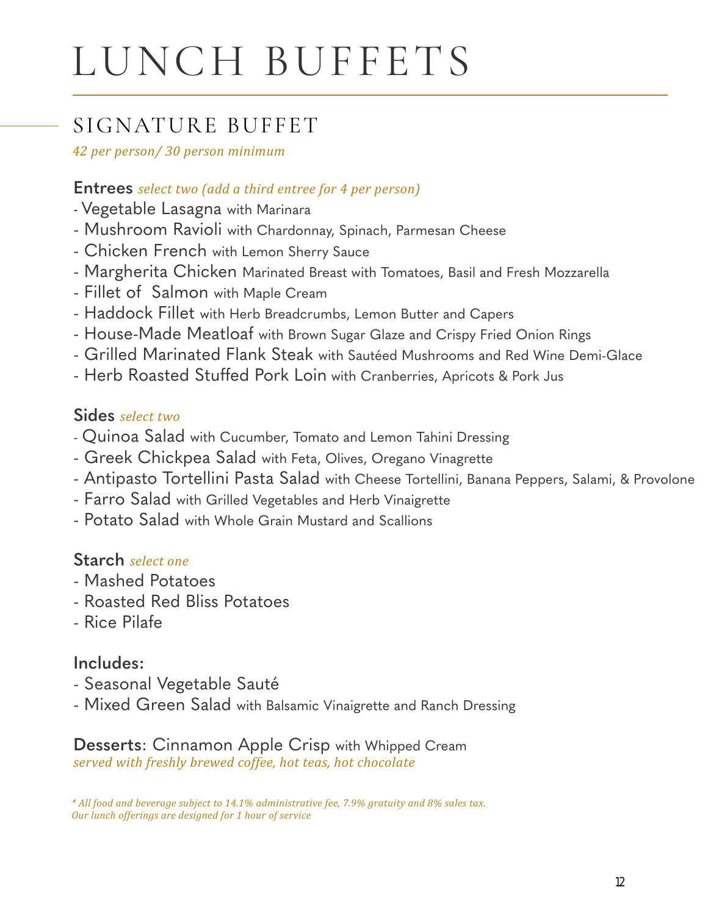# LUNCH BUFFETS

## SIGNATURE BUFFET

*42 per person/ 30 person minimum*

### Entrees *select two (add a third entree for 4 per person)*

- Vegetable Lasagna with Marinara
- Mushroom Ravioli with Chardonnay, Spinach, Parmesan Cheese
- Chicken French with Lemon Sherry Sauce
- Margherita Chicken Marinated Breast with Tomatoes, Basil and Fresh Mozzarella
- Fillet of Salmon with Maple Cream
- Haddock Fillet with Herb Breadcrumbs, Lemon Butter and Capers
- House-Made Meatloaf with Brown Sugar Glaze and Crispy Fried Onion Rings
- Grilled Marinated Flank Steak with Sautéed Mushrooms and Red Wine Demi-Glace
- Herb Roasted Stuffed Pork Loin with Cranberries, Apricots & Pork Jus

### Sides *select two*

- Quinoa Salad with Cucumber, Tomato and Lemon Tahini Dressing
- Greek Chickpea Salad with Feta, Olives, Oregano Vinagrette
- Antipasto Tortellini Pasta Salad with Cheese Tortellini, Banana Peppers, Salami, & Provolone
- Farro Salad with Grilled Vegetables and Herb Vinaigrette
- Potato Salad with Whole Grain Mustard and Scallions

### Starch *select one*

- Mashed Potatoes
- Roasted Red Bliss Potatoes
- Rice Pilafe

### Includes:

- Seasonal Vegetable Sauté
- Mixed Green Salad with Balsamic Vinaigrette and Ranch Dressing

**Desserts**: Cinnamon Apple Crisp with Whipped Cream
*served with freshly brewed coffee, hot teas, hot chocolate*

*\* All food and beverage subject to 14.1% administrative fee, 7.9% gratuity and 8% sales tax.*
*Our lunch offerings are designed for 1 hour of service*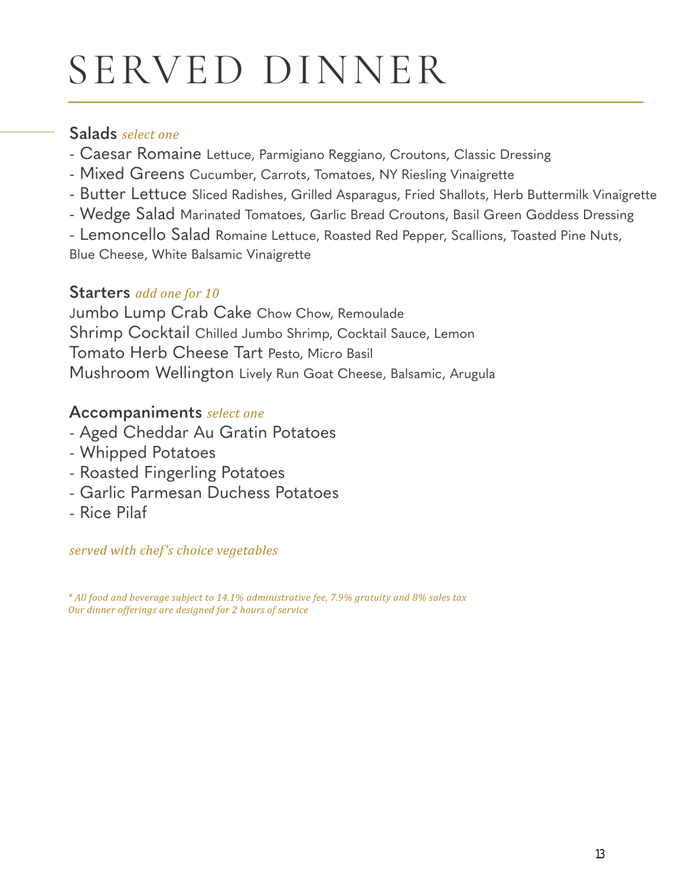# SERVED DINNER

## Salads *select one*

- Caesar Romaine Lettuce, Parmigiano Reggiano, Croutons, Classic Dressing
- Mixed Greens Cucumber, Carrots, Tomatoes, NY Riesling Vinaigrette
- Butter Lettuce Sliced Radishes, Grilled Asparagus, Fried Shallots, Herb Buttermilk Vinaigrette
- Wedge Salad Marinated Tomatoes, Garlic Bread Croutons, Basil Green Goddess Dressing
- Lemoncello Salad Romaine Lettuce, Roasted Red Pepper, Scallions, Toasted Pine Nuts, Blue Cheese, White Balsamic Vinaigrette

## Starters *add one for 10*

Jumbo Lump Crab Cake Chow Chow, Remoulade
Shrimp Cocktail Chilled Jumbo Shrimp, Cocktail Sauce, Lemon
Tomato Herb Cheese Tart Pesto, Micro Basil
Mushroom Wellington Lively Run Goat Cheese, Balsamic, Arugula

## Accompaniments *select one*

- Aged Cheddar Au Gratin Potatoes
- Whipped Potatoes
- Roasted Fingerling Potatoes
- Garlic Parmesan Duchess Potatoes
- Rice Pilaf

*served with chef's choice vegetables*

*\* All food and beverage subject to 14.1% administrative fee, 7.9% gratuity and 8% sales tax*
*Our dinner offerings are designed for 2 hours of service*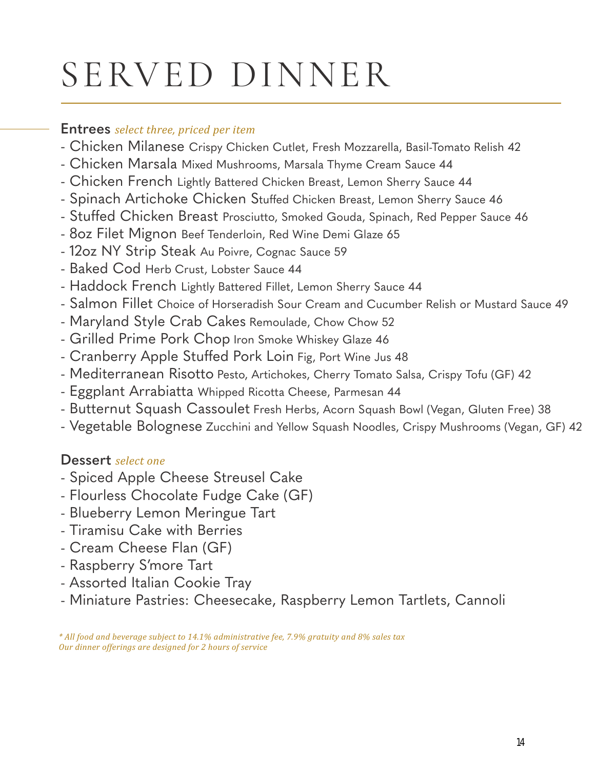# SERVED DINNER

## Entrees *select three, priced per item*

- Chicken Milanese Crispy Chicken Cutlet, Fresh Mozzarella, Basil-Tomato Relish 42
- Chicken Marsala Mixed Mushrooms, Marsala Thyme Cream Sauce 44
- Chicken French Lightly Battered Chicken Breast, Lemon Sherry Sauce 44
- Spinach Artichoke Chicken Stuffed Chicken Breast, Lemon Sherry Sauce 46
- Stuffed Chicken Breast Prosciutto, Smoked Gouda, Spinach, Red Pepper Sauce 46
- 8oz Filet Mignon Beef Tenderloin, Red Wine Demi Glaze 65
- 12oz NY Strip Steak Au Poivre, Cognac Sauce 59
- Baked Cod Herb Crust, Lobster Sauce 44
- Haddock French Lightly Battered Fillet, Lemon Sherry Sauce 44
- Salmon Fillet Choice of Horseradish Sour Cream and Cucumber Relish or Mustard Sauce 49
- Maryland Style Crab Cakes Remoulade, Chow Chow 52
- Grilled Prime Pork Chop Iron Smoke Whiskey Glaze 46
- Cranberry Apple Stuffed Pork Loin Fig, Port Wine Jus 48
- Mediterranean Risotto Pesto, Artichokes, Cherry Tomato Salsa, Crispy Tofu (GF) 42
- Eggplant Arrabiatta Whipped Ricotta Cheese, Parmesan 44
- Butternut Squash Cassoulet Fresh Herbs, Acorn Squash Bowl (Vegan, Gluten Free) 38
- Vegetable Bolognese Zucchini and Yellow Squash Noodles, Crispy Mushrooms (Vegan, GF) 42

## Dessert *select one*

- Spiced Apple Cheese Streusel Cake
- Flourless Chocolate Fudge Cake (GF)
- Blueberry Lemon Meringue Tart
- Tiramisu Cake with Berries
- Cream Cheese Flan (GF)
- Raspberry S'more Tart
- Assorted Italian Cookie Tray
- Miniature Pastries: Cheesecake, Raspberry Lemon Tartlets, Cannoli

*\* All food and beverage subject to 14.1% administrative fee, 7.9% gratuity and 8% sales tax*
*Our dinner offerings are designed for 2 hours of service*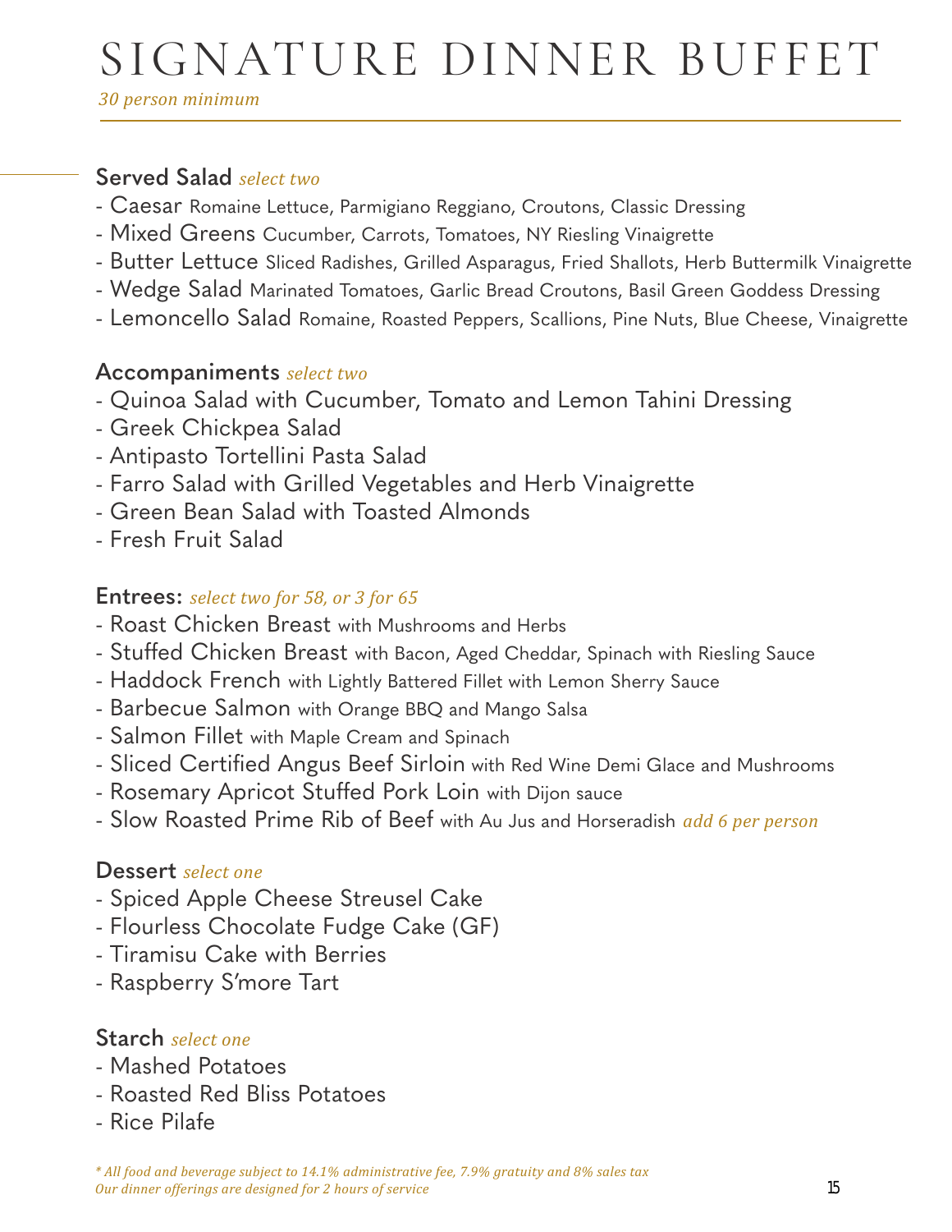# SIGNATURE DINNER BUFFET

*30 person minimum*

## Served Salad *select two*

- Caesar Romaine Lettuce, Parmigiano Reggiano, Croutons, Classic Dressing
- Mixed Greens Cucumber, Carrots, Tomatoes, NY Riesling Vinaigrette
- Butter Lettuce Sliced Radishes, Grilled Asparagus, Fried Shallots, Herb Buttermilk Vinaigrette
- Wedge Salad Marinated Tomatoes, Garlic Bread Croutons, Basil Green Goddess Dressing
- Lemoncello Salad Romaine, Roasted Peppers, Scallions, Pine Nuts, Blue Cheese, Vinaigrette

## Accompaniments *select two*

- Quinoa Salad with Cucumber, Tomato and Lemon Tahini Dressing
- Greek Chickpea Salad
- Antipasto Tortellini Pasta Salad
- Farro Salad with Grilled Vegetables and Herb Vinaigrette
- Green Bean Salad with Toasted Almonds
- Fresh Fruit Salad

## Entrees: *select two for 58, or 3 for 65*

- Roast Chicken Breast with Mushrooms and Herbs
- Stuffed Chicken Breast with Bacon, Aged Cheddar, Spinach with Riesling Sauce
- Haddock French with Lightly Battered Fillet with Lemon Sherry Sauce
- Barbecue Salmon with Orange BBQ and Mango Salsa
- Salmon Fillet with Maple Cream and Spinach
- Sliced Certified Angus Beef Sirloin with Red Wine Demi Glace and Mushrooms
- Rosemary Apricot Stuffed Pork Loin with Dijon sauce
- Slow Roasted Prime Rib of Beef with Au Jus and Horseradish *add 6 per person*

## Dessert *select one*

- Spiced Apple Cheese Streusel Cake
- Flourless Chocolate Fudge Cake (GF)
- Tiramisu Cake with Berries
- Raspberry S'more Tart

## Starch *select one*

- Mashed Potatoes
- Roasted Red Bliss Potatoes
- Rice Pilafe

*\* All food and beverage subject to 14.1% administrative fee, 7.9% gratuity and 8% sales tax*
*Our dinner offerings are designed for 2 hours of service*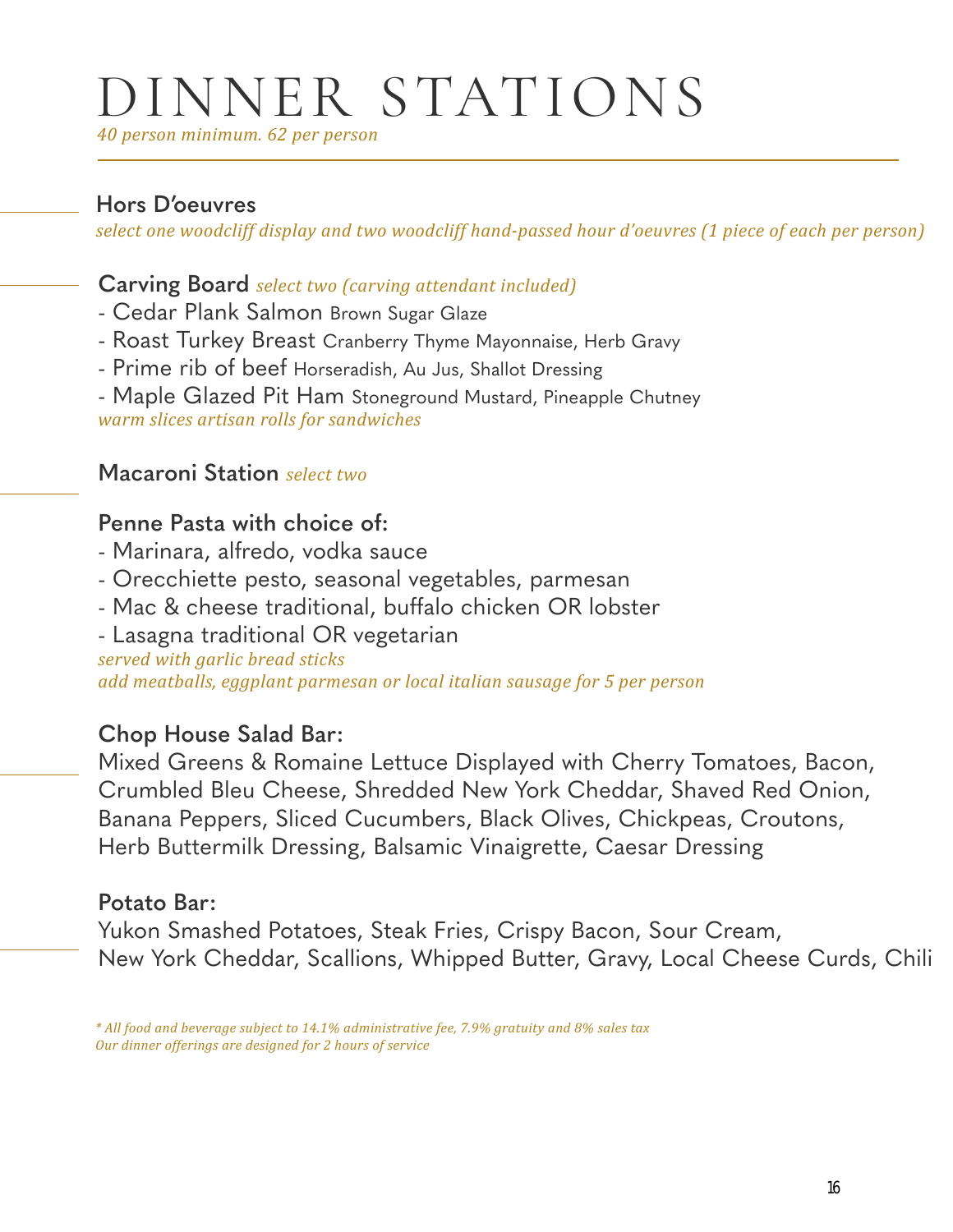# DINNER STATIONS

*40 person minimum. 62 per person*

## Hors D'oeuvres

*select one woodcliff display and two woodcliff hand-passed hour d'oeuvres (1 piece of each per person)*

## Carving Board *select two (carving attendant included)*

- Cedar Plank Salmon Brown Sugar Glaze
- Roast Turkey Breast Cranberry Thyme Mayonnaise, Herb Gravy
- Prime rib of beef Horseradish, Au Jus, Shallot Dressing
- Maple Glazed Pit Ham Stoneground Mustard, Pineapple Chutney

*warm slices artisan rolls for sandwiches*

## Macaroni Station *select two*

## Penne Pasta with choice of:

- Marinara, alfredo, vodka sauce
- Orecchiette pesto, seasonal vegetables, parmesan
- Mac & cheese traditional, buffalo chicken OR lobster
- Lasagna traditional OR vegetarian

*served with garlic bread sticks*
*add meatballs, eggplant parmesan or local italian sausage for 5 per person*

## Chop House Salad Bar:

Mixed Greens & Romaine Lettuce Displayed with Cherry Tomatoes, Bacon, Crumbled Bleu Cheese, Shredded New York Cheddar, Shaved Red Onion, Banana Peppers, Sliced Cucumbers, Black Olives, Chickpeas, Croutons, Herb Buttermilk Dressing, Balsamic Vinaigrette, Caesar Dressing

## Potato Bar:

Yukon Smashed Potatoes, Steak Fries, Crispy Bacon, Sour Cream, New York Cheddar, Scallions, Whipped Butter, Gravy, Local Cheese Curds, Chili

*\* All food and beverage subject to 14.1% administrative fee, 7.9% gratuity and 8% sales tax*
*Our dinner offerings are designed for 2 hours of service*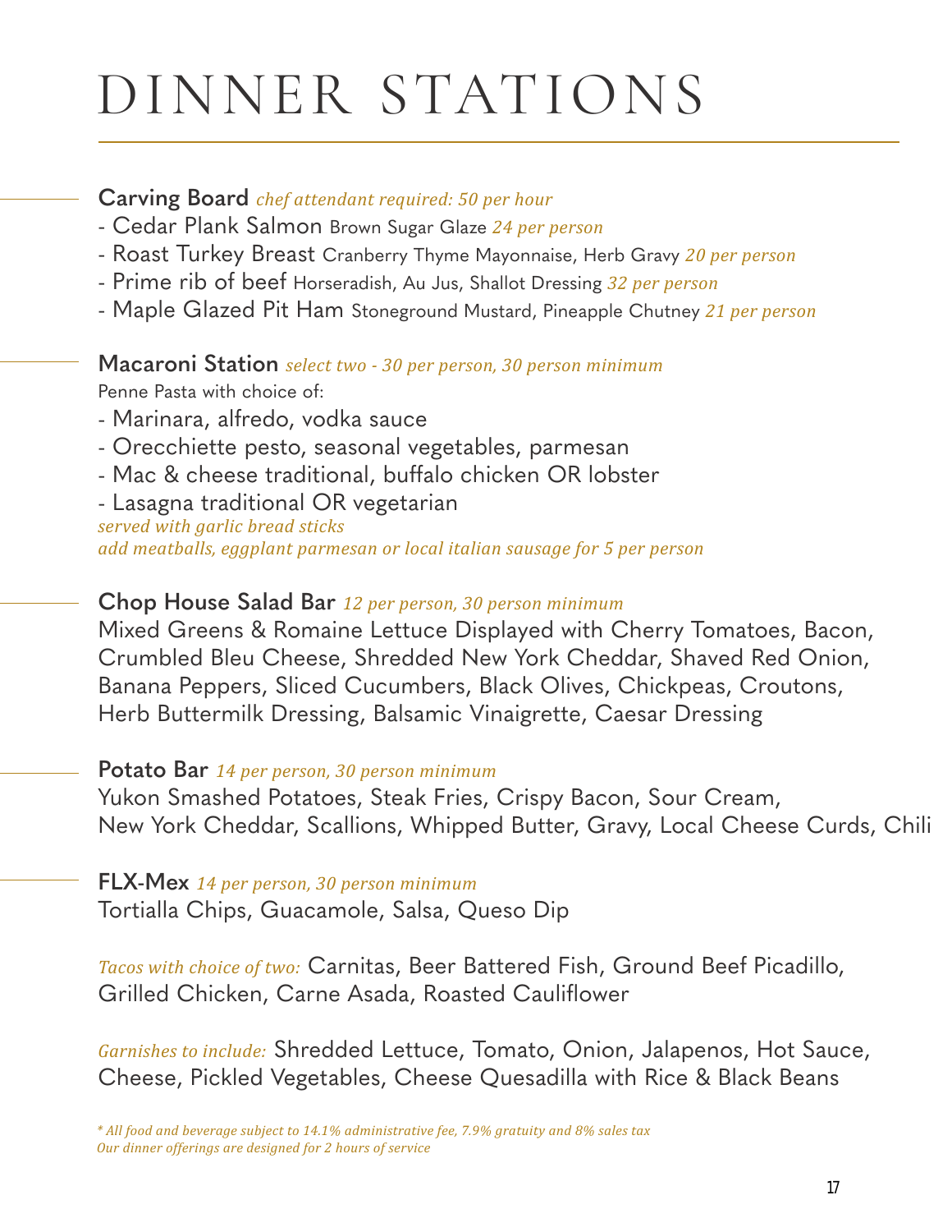# DINNER STATIONS

**Carving Board** *chef attendant required: 50 per hour*

- Cedar Plank Salmon Brown Sugar Glaze *24 per person*
- Roast Turkey Breast Cranberry Thyme Mayonnaise, Herb Gravy *20 per person*
- Prime rib of beef Horseradish, Au Jus, Shallot Dressing *32 per person*
- Maple Glazed Pit Ham Stoneground Mustard, Pineapple Chutney *21 per person*

**Macaroni Station** *select two - 30 per person, 30 person minimum*

Penne Pasta with choice of:

- Marinara, alfredo, vodka sauce
- Orecchiette pesto, seasonal vegetables, parmesan
- Mac & cheese traditional, buffalo chicken OR lobster
- Lasagna traditional OR vegetarian

*served with garlic bread sticks*
*add meatballs, eggplant parmesan or local italian sausage for 5 per person*

**Chop House Salad Bar** *12 per person, 30 person minimum*

Mixed Greens & Romaine Lettuce Displayed with Cherry Tomatoes, Bacon, Crumbled Bleu Cheese, Shredded New York Cheddar, Shaved Red Onion, Banana Peppers, Sliced Cucumbers, Black Olives, Chickpeas, Croutons, Herb Buttermilk Dressing, Balsamic Vinaigrette, Caesar Dressing

**Potato Bar** *14 per person, 30 person minimum*

Yukon Smashed Potatoes, Steak Fries, Crispy Bacon, Sour Cream, New York Cheddar, Scallions, Whipped Butter, Gravy, Local Cheese Curds, Chili

**FLX-Mex** *14 per person, 30 person minimum*

Tortialla Chips, Guacamole, Salsa, Queso Dip

*Tacos with choice of two:* Carnitas, Beer Battered Fish, Ground Beef Picadillo, Grilled Chicken, Carne Asada, Roasted Cauliflower

*Garnishes to include:* Shredded Lettuce, Tomato, Onion, Jalapenos, Hot Sauce, Cheese, Pickled Vegetables, Cheese Quesadilla with Rice & Black Beans

*\* All food and beverage subject to 14.1% administrative fee, 7.9% gratuity and 8% sales tax*
*Our dinner offerings are designed for 2 hours of service*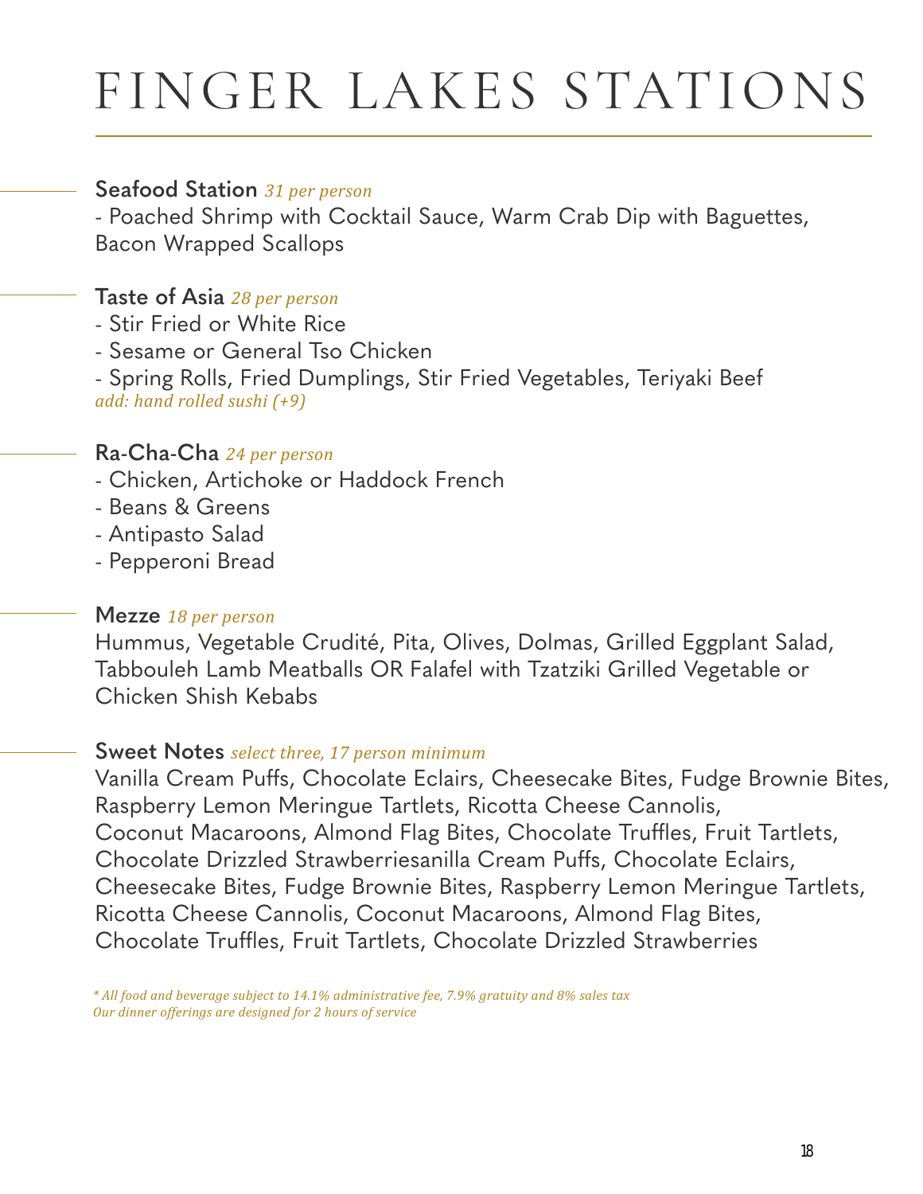# FINGER LAKES STATIONS

**Seafood Station** *31 per person*

- Poached Shrimp with Cocktail Sauce, Warm Crab Dip with Baguettes, Bacon Wrapped Scallops

**Taste of Asia** *28 per person*

- Stir Fried or White Rice
- Sesame or General Tso Chicken
- Spring Rolls, Fried Dumplings, Stir Fried Vegetables, Teriyaki Beef

*add: hand rolled sushi (+9)*

**Ra-Cha-Cha** *24 per person*

- Chicken, Artichoke or Haddock French
- Beans & Greens
- Antipasto Salad
- Pepperoni Bread

**Mezze** *18 per person*

Hummus, Vegetable Crudité, Pita, Olives, Dolmas, Grilled Eggplant Salad, Tabbouleh Lamb Meatballs OR Falafel with Tzatziki Grilled Vegetable or Chicken Shish Kebabs

**Sweet Notes** *select three, 17 person minimum*

Vanilla Cream Puffs, Chocolate Eclairs, Cheesecake Bites, Fudge Brownie Bites, Raspberry Lemon Meringue Tartlets, Ricotta Cheese Cannolis, Coconut Macaroons, Almond Flag Bites, Chocolate Truffles, Fruit Tartlets, Chocolate Drizzled Strawberriesanilla Cream Puffs, Chocolate Eclairs, Cheesecake Bites, Fudge Brownie Bites, Raspberry Lemon Meringue Tartlets, Ricotta Cheese Cannolis, Coconut Macaroons, Almond Flag Bites, Chocolate Truffles, Fruit Tartlets, Chocolate Drizzled Strawberries

*\* All food and beverage subject to 14.1% administrative fee, 7.9% gratuity and 8% sales tax*
*Our dinner offerings are designed for 2 hours of service*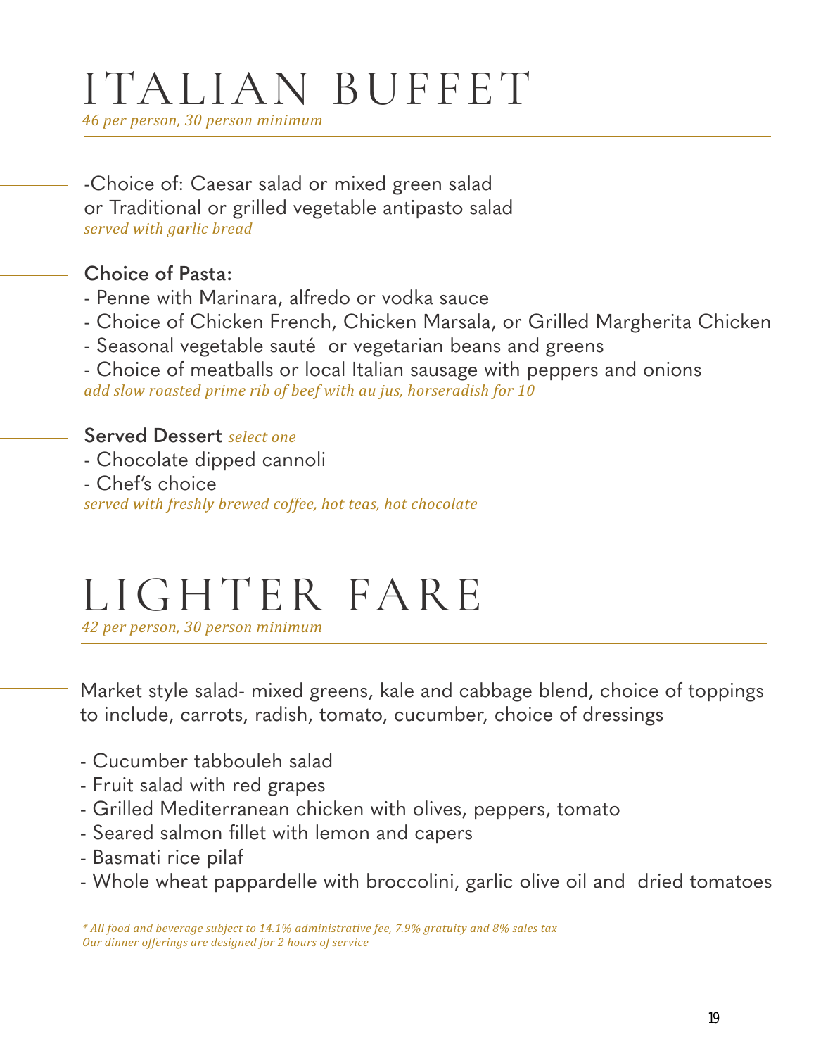# ITALIAN BUFFET

*46 per person, 30 person minimum*

-Choice of: Caesar salad or mixed green salad
or Traditional or grilled vegetable antipasto salad
*served with garlic bread*

**Choice of Pasta:**

- Penne with Marinara, alfredo or vodka sauce
- Choice of Chicken French, Chicken Marsala, or Grilled Margherita Chicken
- Seasonal vegetable sauté or vegetarian beans and greens
- Choice of meatballs or local Italian sausage with peppers and onions

*add slow roasted prime rib of beef with au jus, horseradish for 10*

**Served Dessert** *select one*

- Chocolate dipped cannoli
- Chef's choice

*served with freshly brewed coffee, hot teas, hot chocolate*

# LIGHTER FARE

*42 per person, 30 person minimum*

Market style salad- mixed greens, kale and cabbage blend, choice of toppings to include, carrots, radish, tomato, cucumber, choice of dressings

- Cucumber tabbouleh salad
- Fruit salad with red grapes
- Grilled Mediterranean chicken with olives, peppers, tomato
- Seared salmon fillet with lemon and capers
- Basmati rice pilaf
- Whole wheat pappardelle with broccolini, garlic olive oil and dried tomatoes

*\* All food and beverage subject to 14.1% administrative fee, 7.9% gratuity and 8% sales tax*
*Our dinner offerings are designed for 2 hours of service*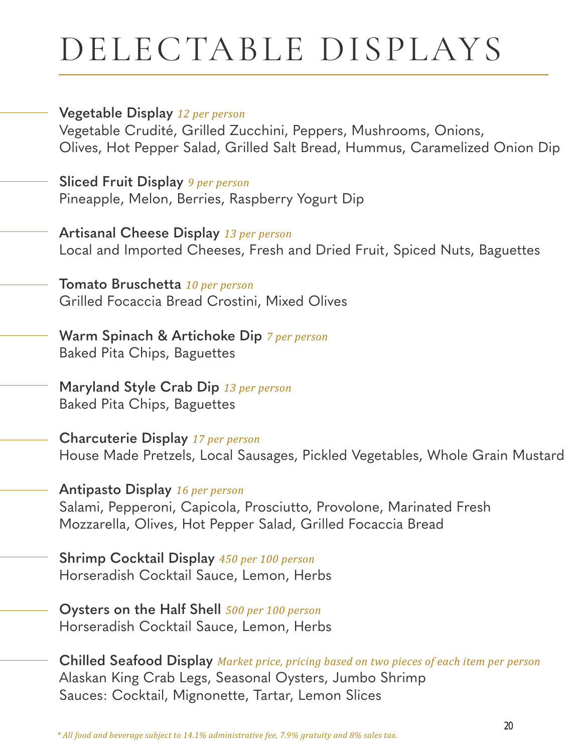# DELECTABLE DISPLAYS

**Vegetable Display** *12 per person*
Vegetable Crudité, Grilled Zucchini, Peppers, Mushrooms, Onions, Olives, Hot Pepper Salad, Grilled Salt Bread, Hummus, Caramelized Onion Dip

**Sliced Fruit Display** *9 per person*
Pineapple, Melon, Berries, Raspberry Yogurt Dip

**Artisanal Cheese Display** *13 per person*
Local and Imported Cheeses, Fresh and Dried Fruit, Spiced Nuts, Baguettes

**Tomato Bruschetta** *10 per person*
Grilled Focaccia Bread Crostini, Mixed Olives

**Warm Spinach & Artichoke Dip** *7 per person*
Baked Pita Chips, Baguettes

**Maryland Style Crab Dip** *13 per person*
Baked Pita Chips, Baguettes

**Charcuterie Display** *17 per person*
House Made Pretzels, Local Sausages, Pickled Vegetables, Whole Grain Mustard

**Antipasto Display** *16 per person*
Salami, Pepperoni, Capicola, Prosciutto, Provolone, Marinated Fresh Mozzarella, Olives, Hot Pepper Salad, Grilled Focaccia Bread

**Shrimp Cocktail Display** *450 per 100 person*
Horseradish Cocktail Sauce, Lemon, Herbs

**Oysters on the Half Shell** *500 per 100 person*
Horseradish Cocktail Sauce, Lemon, Herbs

**Chilled Seafood Display** *Market price, pricing based on two pieces of each item per person*
Alaskan King Crab Legs, Seasonal Oysters, Jumbo Shrimp
Sauces: Cocktail, Mignonette, Tartar, Lemon Slices

*\* All food and beverage subject to 14.1% administrative fee, 7.9% gratuity and 8% sales tax.*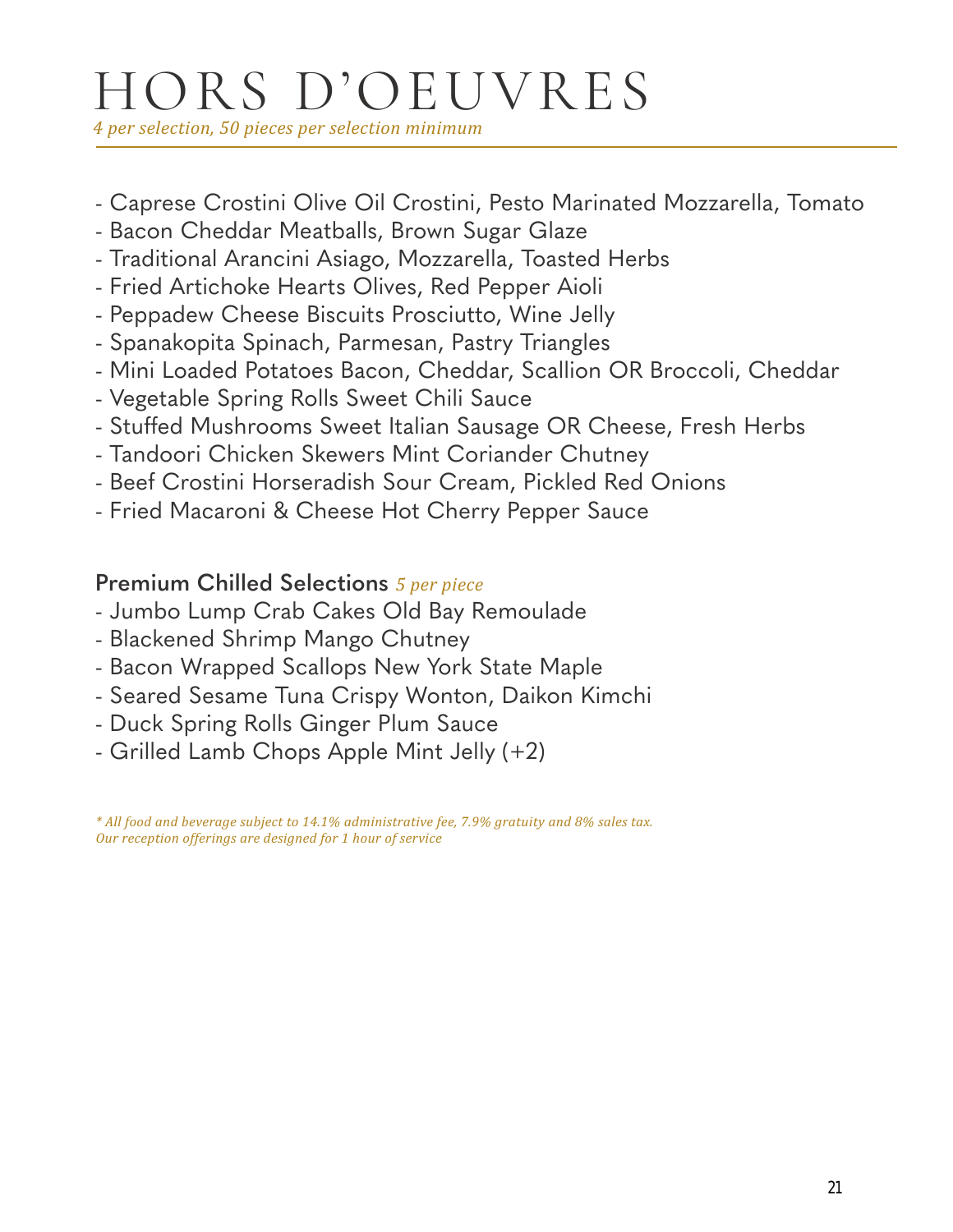# HORS D'OEUVRES

*4 per selection, 50 pieces per selection minimum*

- Caprese Crostini Olive Oil Crostini, Pesto Marinated Mozzarella, Tomato
- Bacon Cheddar Meatballs, Brown Sugar Glaze
- Traditional Arancini Asiago, Mozzarella, Toasted Herbs
- Fried Artichoke Hearts Olives, Red Pepper Aioli
- Peppadew Cheese Biscuits Prosciutto, Wine Jelly
- Spanakopita Spinach, Parmesan, Pastry Triangles
- Mini Loaded Potatoes Bacon, Cheddar, Scallion OR Broccoli, Cheddar
- Vegetable Spring Rolls Sweet Chili Sauce
- Stuffed Mushrooms Sweet Italian Sausage OR Cheese, Fresh Herbs
- Tandoori Chicken Skewers Mint Coriander Chutney
- Beef Crostini Horseradish Sour Cream, Pickled Red Onions
- Fried Macaroni & Cheese Hot Cherry Pepper Sauce

## Premium Chilled Selections *5 per piece*

- Jumbo Lump Crab Cakes Old Bay Remoulade
- Blackened Shrimp Mango Chutney
- Bacon Wrapped Scallops New York State Maple
- Seared Sesame Tuna Crispy Wonton, Daikon Kimchi
- Duck Spring Rolls Ginger Plum Sauce
- Grilled Lamb Chops Apple Mint Jelly (+2)

*\* All food and beverage subject to 14.1% administrative fee, 7.9% gratuity and 8% sales tax.*
*Our reception offerings are designed for 1 hour of service*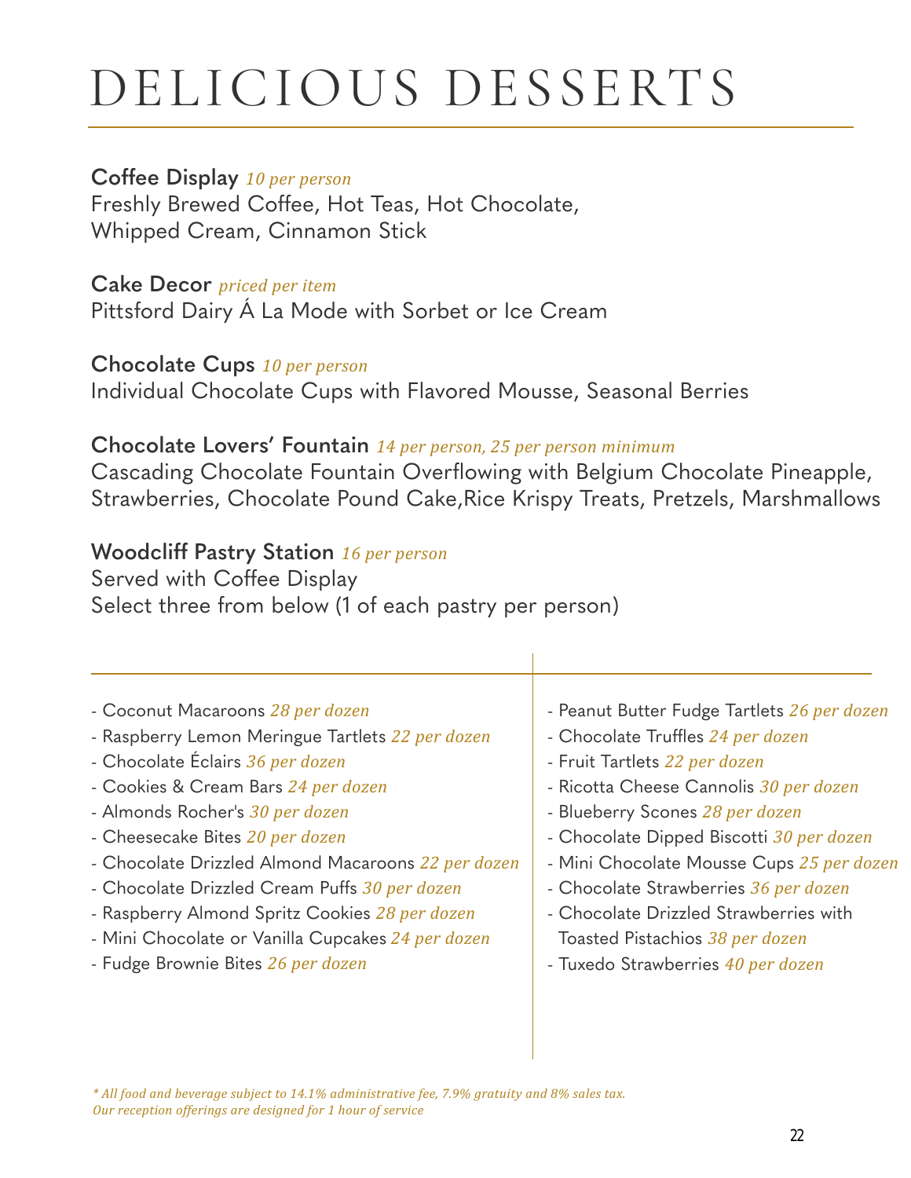# DELICIOUS DESSERTS

**Coffee Display** *10 per person*
Freshly Brewed Coffee, Hot Teas, Hot Chocolate, Whipped Cream, Cinnamon Stick

**Cake Decor** *priced per item*
Pittsford Dairy Á La Mode with Sorbet or Ice Cream

**Chocolate Cups** *10 per person*
Individual Chocolate Cups with Flavored Mousse, Seasonal Berries

**Chocolate Lovers' Fountain** *14 per person, 25 per person minimum*
Cascading Chocolate Fountain Overflowing with Belgium Chocolate Pineapple, Strawberries, Chocolate Pound Cake,Rice Krispy Treats, Pretzels, Marshmallows

**Woodcliff Pastry Station** *16 per person*
Served with Coffee Display
Select three from below (1 of each pastry per person)

- Coconut Macaroons *28 per dozen*
- Raspberry Lemon Meringue Tartlets *22 per dozen*
- Chocolate Éclairs *36 per dozen*
- Cookies & Cream Bars *24 per dozen*
- Almonds Rocher's *30 per dozen*
- Cheesecake Bites *20 per dozen*
- Chocolate Drizzled Almond Macaroons *22 per dozen*
- Chocolate Drizzled Cream Puffs *30 per dozen*
- Raspberry Almond Spritz Cookies *28 per dozen*
- Mini Chocolate or Vanilla Cupcakes *24 per dozen*
- Fudge Brownie Bites *26 per dozen*
- Peanut Butter Fudge Tartlets *26 per dozen*
- Chocolate Truffles *24 per dozen*
- Fruit Tartlets *22 per dozen*
- Ricotta Cheese Cannolis *30 per dozen*
- Blueberry Scones *28 per dozen*
- Chocolate Dipped Biscotti *30 per dozen*
- Mini Chocolate Mousse Cups *25 per dozen*
- Chocolate Strawberries *36 per dozen*
- Chocolate Drizzled Strawberries with Toasted Pistachios *38 per dozen*
- Tuxedo Strawberries *40 per dozen*

*\* All food and beverage subject to 14.1% administrative fee, 7.9% gratuity and 8% sales tax.*
*Our reception offerings are designed for 1 hour of service*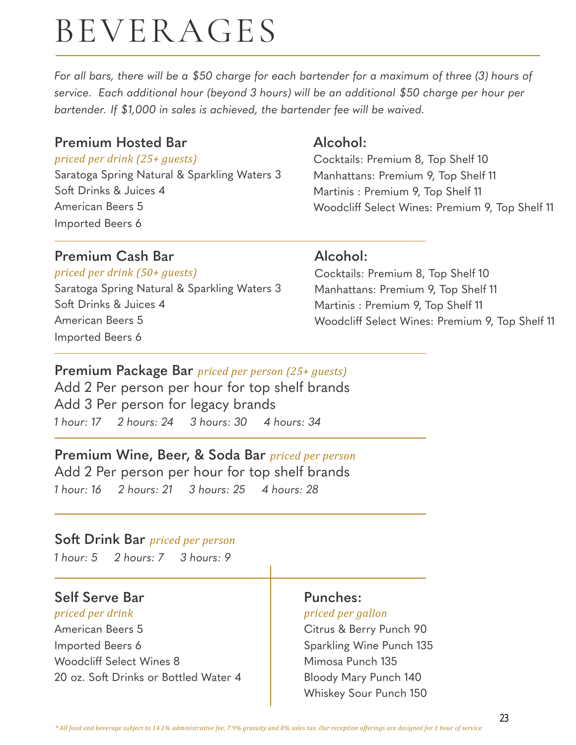# BEVERAGES

*For all bars, there will be a $50 charge for each bartender for a maximum of three (3) hours of service. Each additional hour (beyond 3 hours) will be an additional $50 charge per hour per bartender. If $1,000 in sales is achieved, the bartender fee will be waived.*

## Premium Hosted Bar

*priced per drink (25+ guests)*

Saratoga Spring Natural & Sparkling Waters 3
Soft Drinks & Juices 4
American Beers 5
Imported Beers 6

### Alcohol:

Cocktails: Premium 8, Top Shelf 10
Manhattans: Premium 9, Top Shelf 11
Martinis : Premium 9, Top Shelf 11
Woodcliff Select Wines: Premium 9, Top Shelf 11

## Premium Cash Bar

*priced per drink (50+ guests)*

Saratoga Spring Natural & Sparkling Waters 3
Soft Drinks & Juices 4
American Beers 5
Imported Beers 6

### Alcohol:

Cocktails: Premium 8, Top Shelf 10
Manhattans: Premium 9, Top Shelf 11
Martinis : Premium 9, Top Shelf 11
Woodcliff Select Wines: Premium 9, Top Shelf 11

## Premium Package Bar *priced per person (25+ guests)*

Add 2 Per person per hour for top shelf brands
Add 3 Per person for legacy brands

*1 hour: 17    2 hours: 24    3 hours: 30    4 hours: 34*

## Premium Wine, Beer, & Soda Bar *priced per person*

Add 2 Per person per hour for top shelf brands

*1 hour: 16    2 hours: 21    3 hours: 25    4 hours: 28*

## Soft Drink Bar *priced per person*

*1 hour: 5    2 hours: 7    3 hours: 9*

## Self Serve Bar

*priced per drink*

American Beers 5
Imported Beers 6
Woodcliff Select Wines 8
20 oz. Soft Drinks or Bottled Water 4

## Punches:

*priced per gallon*

Citrus & Berry Punch 90
Sparkling Wine Punch 135
Mimosa Punch 135
Bloody Mary Punch 140
Whiskey Sour Punch 150

*\* All food and beverage subject to 14.1% administrative fee, 7.9% gratuity and 8% sales tax. Our reception offerings are designed for 1 hour of service*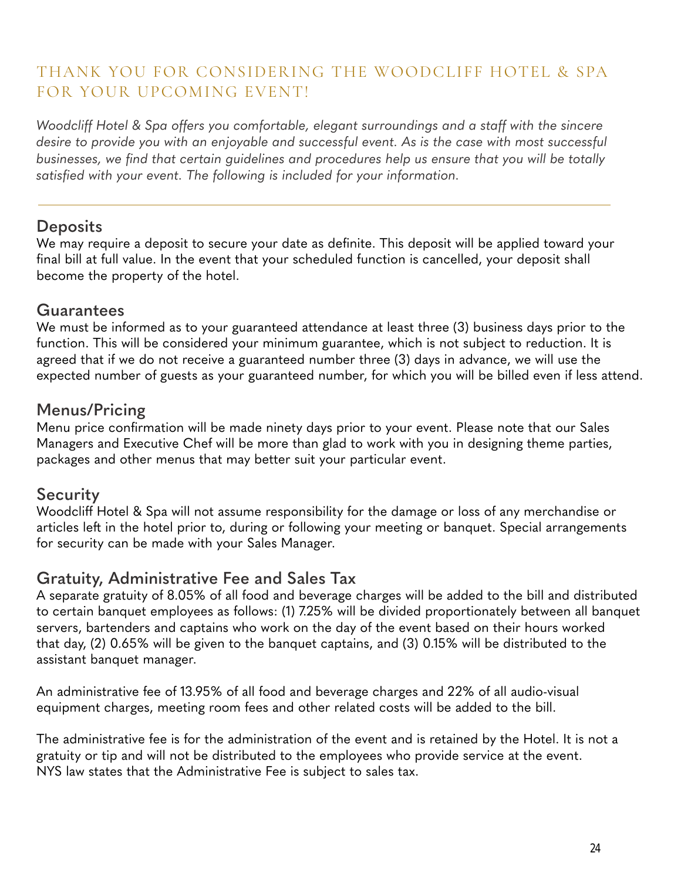# THANK YOU FOR CONSIDERING THE WOODCLIFF HOTEL & SPA FOR YOUR UPCOMING EVENT!

*Woodcliff Hotel & Spa offers you comfortable, elegant surroundings and a staff with the sincere desire to provide you with an enjoyable and successful event. As is the case with most successful businesses, we find that certain guidelines and procedures help us ensure that you will be totally satisfied with your event. The following is included for your information.*

---

## Deposits

We may require a deposit to secure your date as definite. This deposit will be applied toward your final bill at full value. In the event that your scheduled function is cancelled, your deposit shall become the property of the hotel.

## Guarantees

We must be informed as to your guaranteed attendance at least three (3) business days prior to the function. This will be considered your minimum guarantee, which is not subject to reduction. It is agreed that if we do not receive a guaranteed number three (3) days in advance, we will use the expected number of guests as your guaranteed number, for which you will be billed even if less attend.

## Menus/Pricing

Menu price confirmation will be made ninety days prior to your event. Please note that our Sales Managers and Executive Chef will be more than glad to work with you in designing theme parties, packages and other menus that may better suit your particular event.

## Security

Woodcliff Hotel & Spa will not assume responsibility for the damage or loss of any merchandise or articles left in the hotel prior to, during or following your meeting or banquet. Special arrangements for security can be made with your Sales Manager.

## Gratuity, Administrative Fee and Sales Tax

A separate gratuity of 8.05% of all food and beverage charges will be added to the bill and distributed to certain banquet employees as follows: (1) 7.25% will be divided proportionately between all banquet servers, bartenders and captains who work on the day of the event based on their hours worked that day, (2) 0.65% will be given to the banquet captains, and (3) 0.15% will be distributed to the assistant banquet manager.

An administrative fee of 13.95% of all food and beverage charges and 22% of all audio-visual equipment charges, meeting room fees and other related costs will be added to the bill.

The administrative fee is for the administration of the event and is retained by the Hotel. It is not a gratuity or tip and will not be distributed to the employees who provide service at the event. NYS law states that the Administrative Fee is subject to sales tax.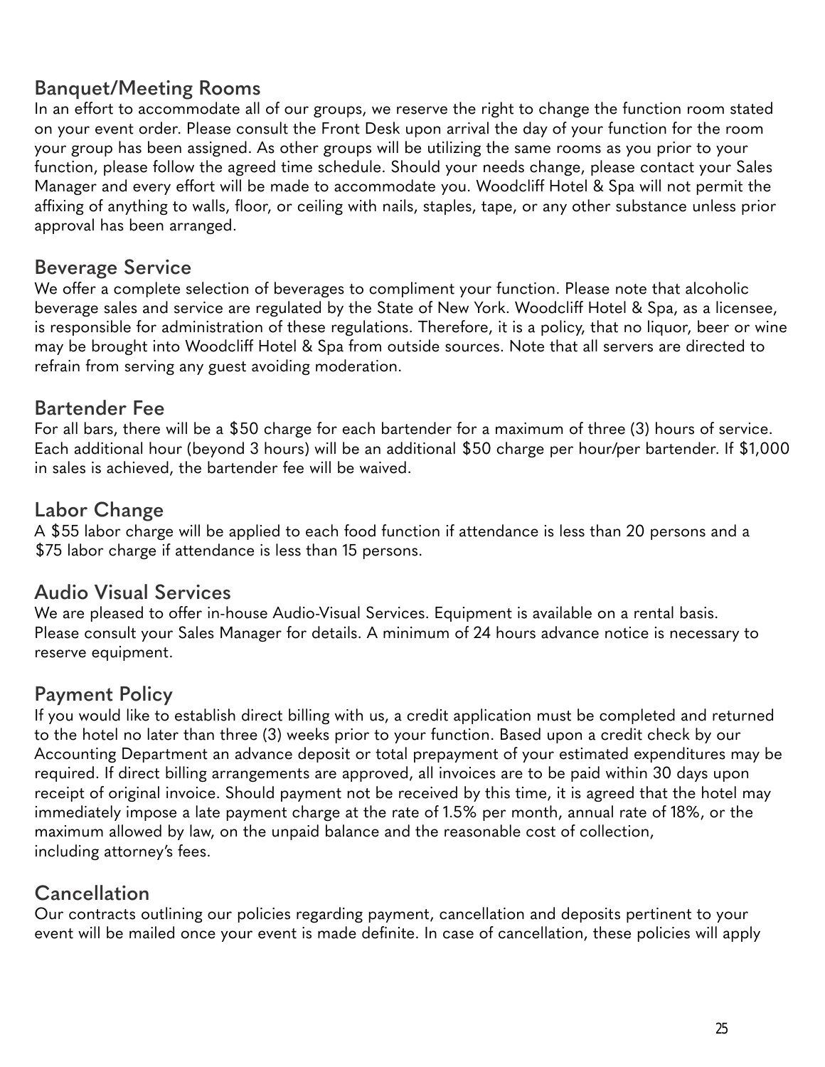## Banquet/Meeting Rooms

In an effort to accommodate all of our groups, we reserve the right to change the function room stated on your event order. Please consult the Front Desk upon arrival the day of your function for the room your group has been assigned. As other groups will be utilizing the same rooms as you prior to your function, please follow the agreed time schedule. Should your needs change, please contact your Sales Manager and every effort will be made to accommodate you. Woodcliff Hotel & Spa will not permit the affixing of anything to walls, floor, or ceiling with nails, staples, tape, or any other substance unless prior approval has been arranged.

## Beverage Service

We offer a complete selection of beverages to compliment your function. Please note that alcoholic beverage sales and service are regulated by the State of New York. Woodcliff Hotel & Spa, as a licensee, is responsible for administration of these regulations. Therefore, it is a policy, that no liquor, beer or wine may be brought into Woodcliff Hotel & Spa from outside sources. Note that all servers are directed to refrain from serving any guest avoiding moderation.

## Bartender Fee

For all bars, there will be a $50 charge for each bartender for a maximum of three (3) hours of service. Each additional hour (beyond 3 hours) will be an additional $50 charge per hour/per bartender. If $1,000 in sales is achieved, the bartender fee will be waived.

## Labor Change

A $55 labor charge will be applied to each food function if attendance is less than 20 persons and a $75 labor charge if attendance is less than 15 persons.

## Audio Visual Services

We are pleased to offer in-house Audio-Visual Services. Equipment is available on a rental basis. Please consult your Sales Manager for details. A minimum of 24 hours advance notice is necessary to reserve equipment.

## Payment Policy

If you would like to establish direct billing with us, a credit application must be completed and returned to the hotel no later than three (3) weeks prior to your function. Based upon a credit check by our Accounting Department an advance deposit or total prepayment of your estimated expenditures may be required. If direct billing arrangements are approved, all invoices are to be paid within 30 days upon receipt of original invoice. Should payment not be received by this time, it is agreed that the hotel may immediately impose a late payment charge at the rate of 1.5% per month, annual rate of 18%, or the maximum allowed by law, on the unpaid balance and the reasonable cost of collection, including attorney's fees.

## Cancellation

Our contracts outlining our policies regarding payment, cancellation and deposits pertinent to your event will be mailed once your event is made definite. In case of cancellation, these policies will apply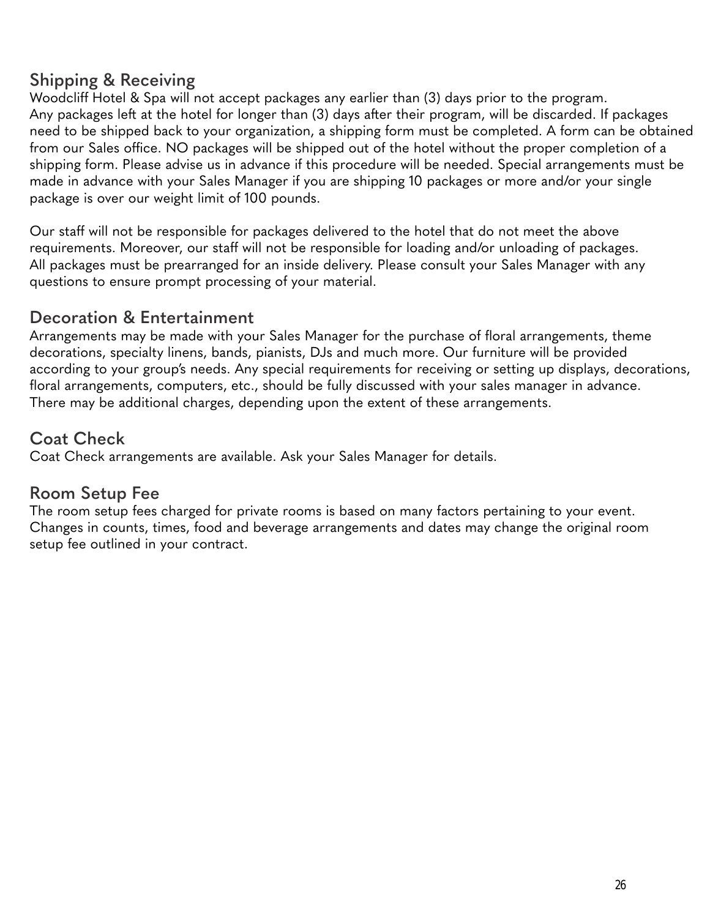## Shipping & Receiving

Woodcliff Hotel & Spa will not accept packages any earlier than (3) days prior to the program. Any packages left at the hotel for longer than (3) days after their program, will be discarded. If packages need to be shipped back to your organization, a shipping form must be completed. A form can be obtained from our Sales office. NO packages will be shipped out of the hotel without the proper completion of a shipping form. Please advise us in advance if this procedure will be needed. Special arrangements must be made in advance with your Sales Manager if you are shipping 10 packages or more and/or your single package is over our weight limit of 100 pounds.

Our staff will not be responsible for packages delivered to the hotel that do not meet the above requirements. Moreover, our staff will not be responsible for loading and/or unloading of packages. All packages must be prearranged for an inside delivery. Please consult your Sales Manager with any questions to ensure prompt processing of your material.

## Decoration & Entertainment

Arrangements may be made with your Sales Manager for the purchase of floral arrangements, theme decorations, specialty linens, bands, pianists, DJs and much more. Our furniture will be provided according to your group's needs. Any special requirements for receiving or setting up displays, decorations, floral arrangements, computers, etc., should be fully discussed with your sales manager in advance. There may be additional charges, depending upon the extent of these arrangements.

## Coat Check

Coat Check arrangements are available. Ask your Sales Manager for details.

## Room Setup Fee

The room setup fees charged for private rooms is based on many factors pertaining to your event. Changes in counts, times, food and beverage arrangements and dates may change the original room setup fee outlined in your contract.